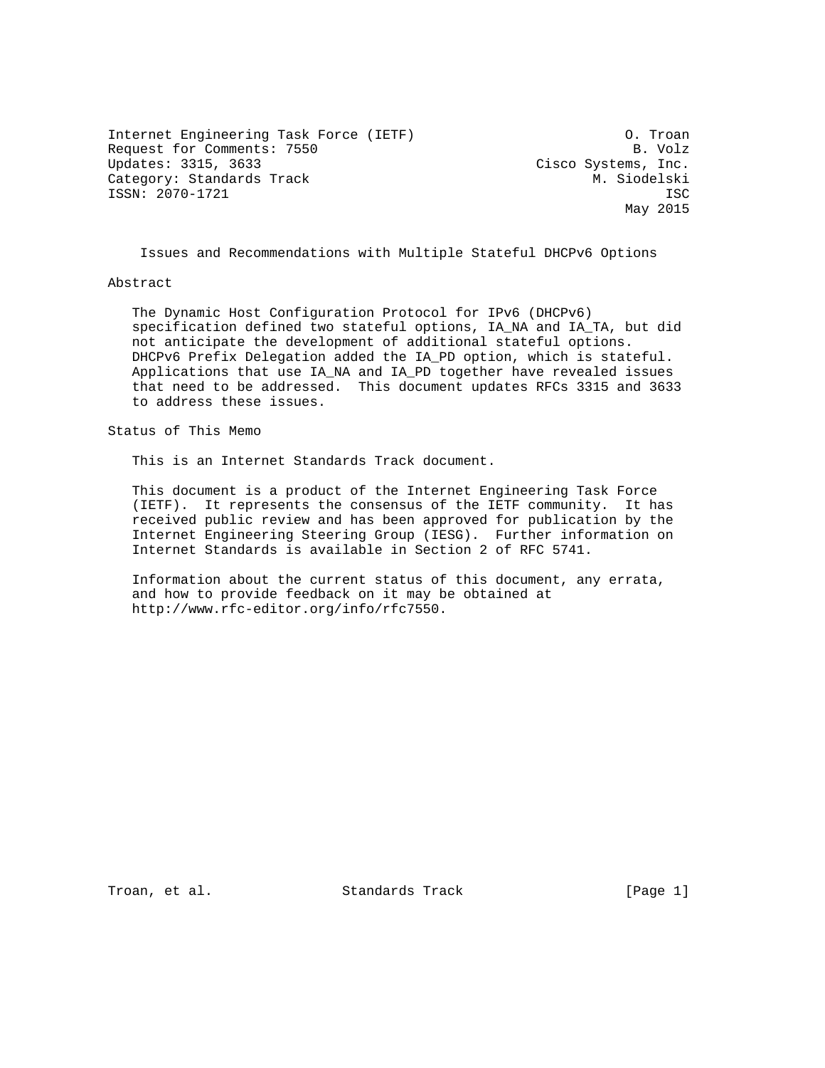Internet Engineering Task Force (IETF) O. Troan
Request for Comments: 7550 B. Volz
Updates: 3315, 3633 Cisco Systems, Inc.
Category: Standards Track M. Siodelski
ISSN: 2070-1721 ISC
May 2015

# Issues and Recommendations with Multiple Stateful DHCPv6 Options

## Abstract

The Dynamic Host Configuration Protocol for IPv6 (DHCPv6) specification defined two stateful options, IA_NA and IA_TA, but did not anticipate the development of additional stateful options. DHCPv6 Prefix Delegation added the IA_PD option, which is stateful. Applications that use IA_NA and IA_PD together have revealed issues that need to be addressed. This document updates RFCs 3315 and 3633 to address these issues.

## Status of This Memo

This is an Internet Standards Track document.

This document is a product of the Internet Engineering Task Force (IETF). It represents the consensus of the IETF community. It has received public review and has been approved for publication by the Internet Engineering Steering Group (IESG). Further information on Internet Standards is available in Section 2 of RFC 5741.

Information about the current status of this document, any errata, and how to provide feedback on it may be obtained at http://www.rfc-editor.org/info/rfc7550.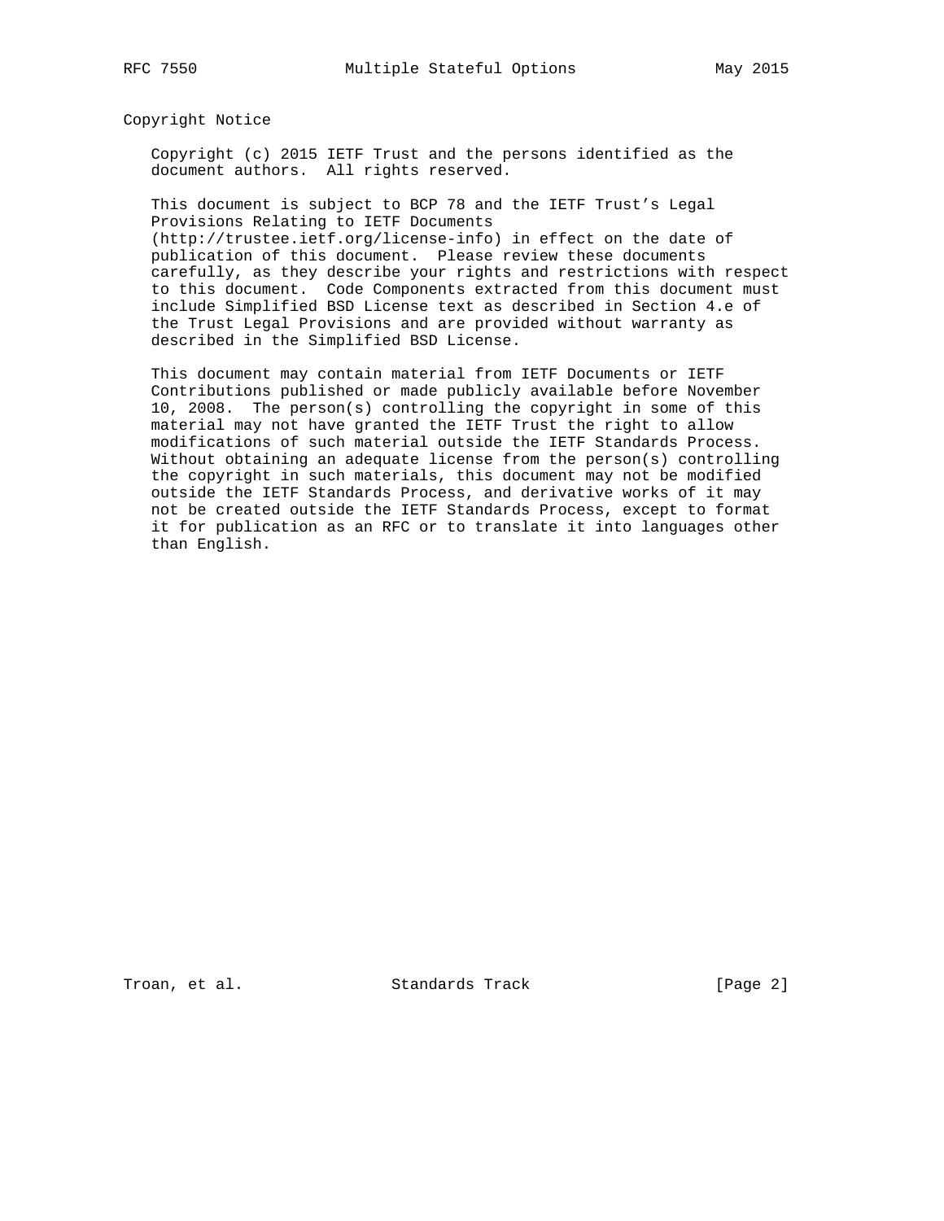## Copyright Notice

Copyright (c) 2015 IETF Trust and the persons identified as the document authors. All rights reserved.

This document is subject to BCP 78 and the IETF Trust's Legal Provisions Relating to IETF Documents (http://trustee.ietf.org/license-info) in effect on the date of publication of this document. Please review these documents carefully, as they describe your rights and restrictions with respect to this document. Code Components extracted from this document must include Simplified BSD License text as described in Section 4.e of the Trust Legal Provisions and are provided without warranty as described in the Simplified BSD License.

This document may contain material from IETF Documents or IETF Contributions published or made publicly available before November 10, 2008. The person(s) controlling the copyright in some of this material may not have granted the IETF Trust the right to allow modifications of such material outside the IETF Standards Process. Without obtaining an adequate license from the person(s) controlling the copyright in such materials, this document may not be modified outside the IETF Standards Process, and derivative works of it may not be created outside the IETF Standards Process, except to format it for publication as an RFC or to translate it into languages other than English.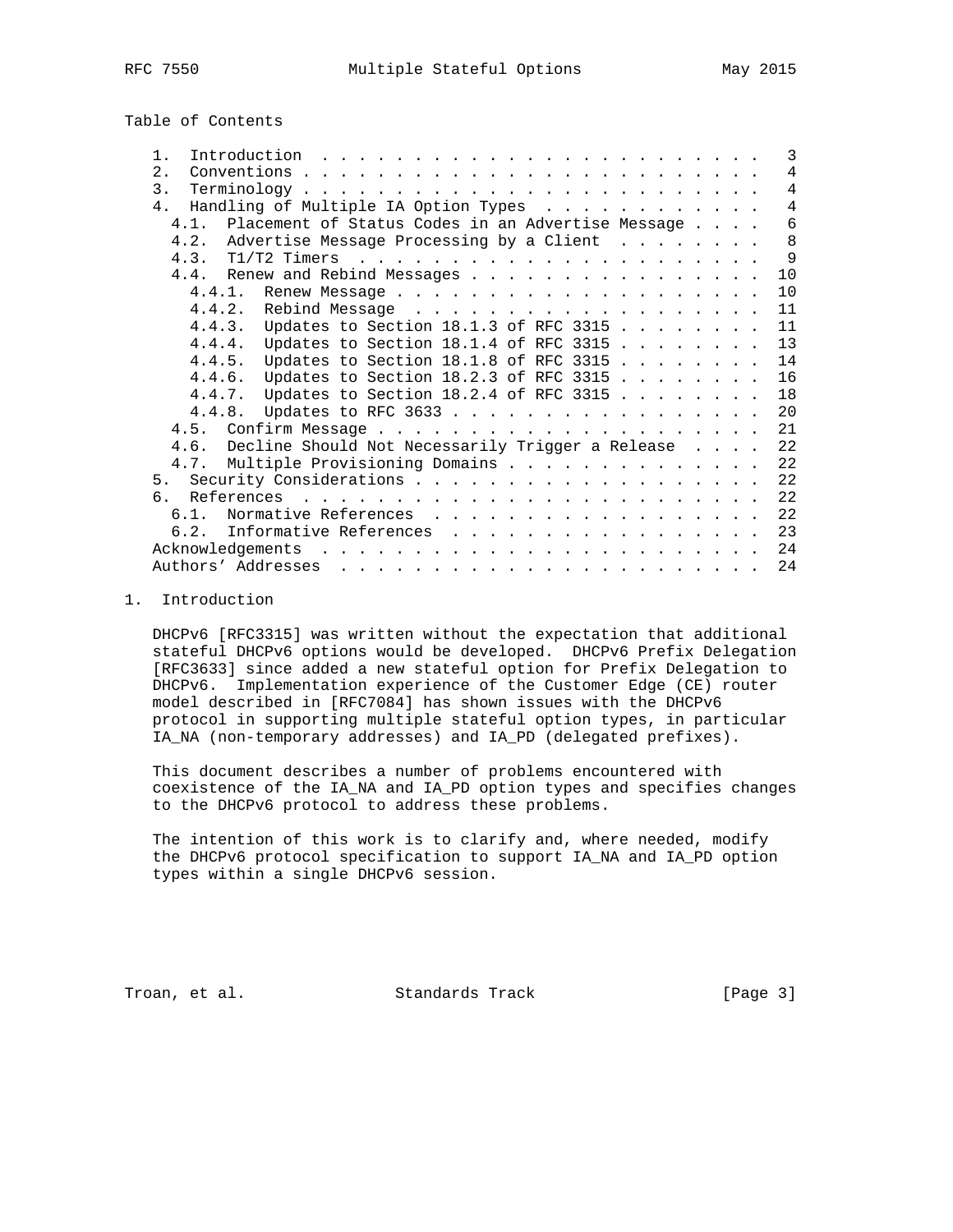Table of Contents

```
   1.  Introduction . . . . . . . . . . . . . . . . . . . . . . . .   3
   2.  Conventions  . . . . . . . . . . . . . . . . . . . . . . . .   4
   3.  Terminology  . . . . . . . . . . . . . . . . . . . . . . . .   4
   4.  Handling of Multiple IA Option Types . . . . . . . . . . . .   4
     4.1.  Placement of Status Codes in an Advertise Message  . . .   6
     4.2.  Advertise Message Processing by a Client . . . . . . . .   8
     4.3.  T1/T2 Timers . . . . . . . . . . . . . . . . . . . . . .   9
     4.4.  Renew and Rebind Messages  . . . . . . . . . . . . . . .  10
       4.4.1.  Renew Message  . . . . . . . . . . . . . . . . . . .  10
       4.4.2.  Rebind Message . . . . . . . . . . . . . . . . . . .  11
       4.4.3.  Updates to Section 18.1.3 of RFC 3315  . . . . . . .  11
       4.4.4.  Updates to Section 18.1.4 of RFC 3315  . . . . . . .  13
       4.4.5.  Updates to Section 18.1.8 of RFC 3315  . . . . . . .  14
       4.4.6.  Updates to Section 18.2.3 of RFC 3315  . . . . . . .  16
       4.4.7.  Updates to Section 18.2.4 of RFC 3315  . . . . . . .  18
       4.4.8.  Updates to RFC 3633 . . . . . . . . . . . . . . . .  20
     4.5.  Confirm Message  . . . . . . . . . . . . . . . . . . . .  21
     4.6.  Decline Should Not Necessarily Trigger a Release . . . .  22
     4.7.  Multiple Provisioning Domains  . . . . . . . . . . . . .  22
   5.  Security Considerations  . . . . . . . . . . . . . . . . . .  22
   6.  References . . . . . . . . . . . . . . . . . . . . . . . . .  22
     6.1.  Normative References . . . . . . . . . . . . . . . . . .  22
     6.2.  Informative References . . . . . . . . . . . . . . . . .  23
   Acknowledgements . . . . . . . . . . . . . . . . . . . . . . . .  24
   Authors' Addresses . . . . . . . . . . . . . . . . . . . . . . .  24
```

## 1. Introduction

DHCPv6 [RFC3315] was written without the expectation that additional stateful DHCPv6 options would be developed. DHCPv6 Prefix Delegation [RFC3633] since added a new stateful option for Prefix Delegation to DHCPv6. Implementation experience of the Customer Edge (CE) router model described in [RFC7084] has shown issues with the DHCPv6 protocol in supporting multiple stateful option types, in particular IA_NA (non-temporary addresses) and IA_PD (delegated prefixes).

This document describes a number of problems encountered with coexistence of the IA_NA and IA_PD option types and specifies changes to the DHCPv6 protocol to address these problems.

The intention of this work is to clarify and, where needed, modify the DHCPv6 protocol specification to support IA_NA and IA_PD option types within a single DHCPv6 session.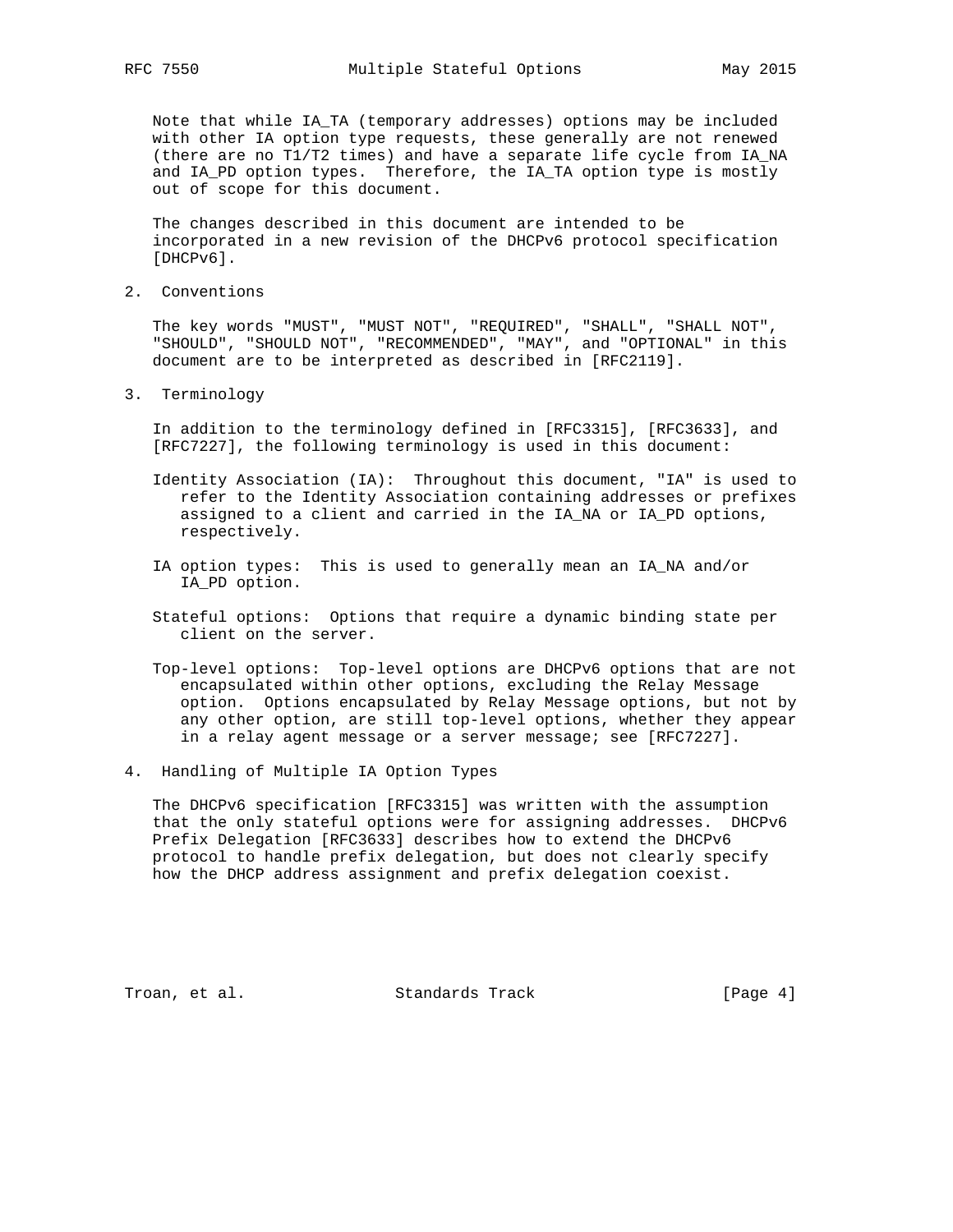Note that while IA_TA (temporary addresses) options may be included with other IA option type requests, these generally are not renewed (there are no T1/T2 times) and have a separate life cycle from IA_NA and IA_PD option types. Therefore, the IA_TA option type is mostly out of scope for this document.

The changes described in this document are intended to be incorporated in a new revision of the DHCPv6 protocol specification [DHCPv6].

## 2. Conventions

The key words "MUST", "MUST NOT", "REQUIRED", "SHALL", "SHALL NOT", "SHOULD", "SHOULD NOT", "RECOMMENDED", "MAY", and "OPTIONAL" in this document are to be interpreted as described in [RFC2119].

## 3. Terminology

In addition to the terminology defined in [RFC3315], [RFC3633], and [RFC7227], the following terminology is used in this document:

Identity Association (IA): Throughout this document, "IA" is used to refer to the Identity Association containing addresses or prefixes assigned to a client and carried in the IA_NA or IA_PD options, respectively.

IA option types: This is used to generally mean an IA_NA and/or IA_PD option.

Stateful options: Options that require a dynamic binding state per client on the server.

Top-level options: Top-level options are DHCPv6 options that are not encapsulated within other options, excluding the Relay Message option. Options encapsulated by Relay Message options, but not by any other option, are still top-level options, whether they appear in a relay agent message or a server message; see [RFC7227].

## 4. Handling of Multiple IA Option Types

The DHCPv6 specification [RFC3315] was written with the assumption that the only stateful options were for assigning addresses. DHCPv6 Prefix Delegation [RFC3633] describes how to extend the DHCPv6 protocol to handle prefix delegation, but does not clearly specify how the DHCP address assignment and prefix delegation coexist.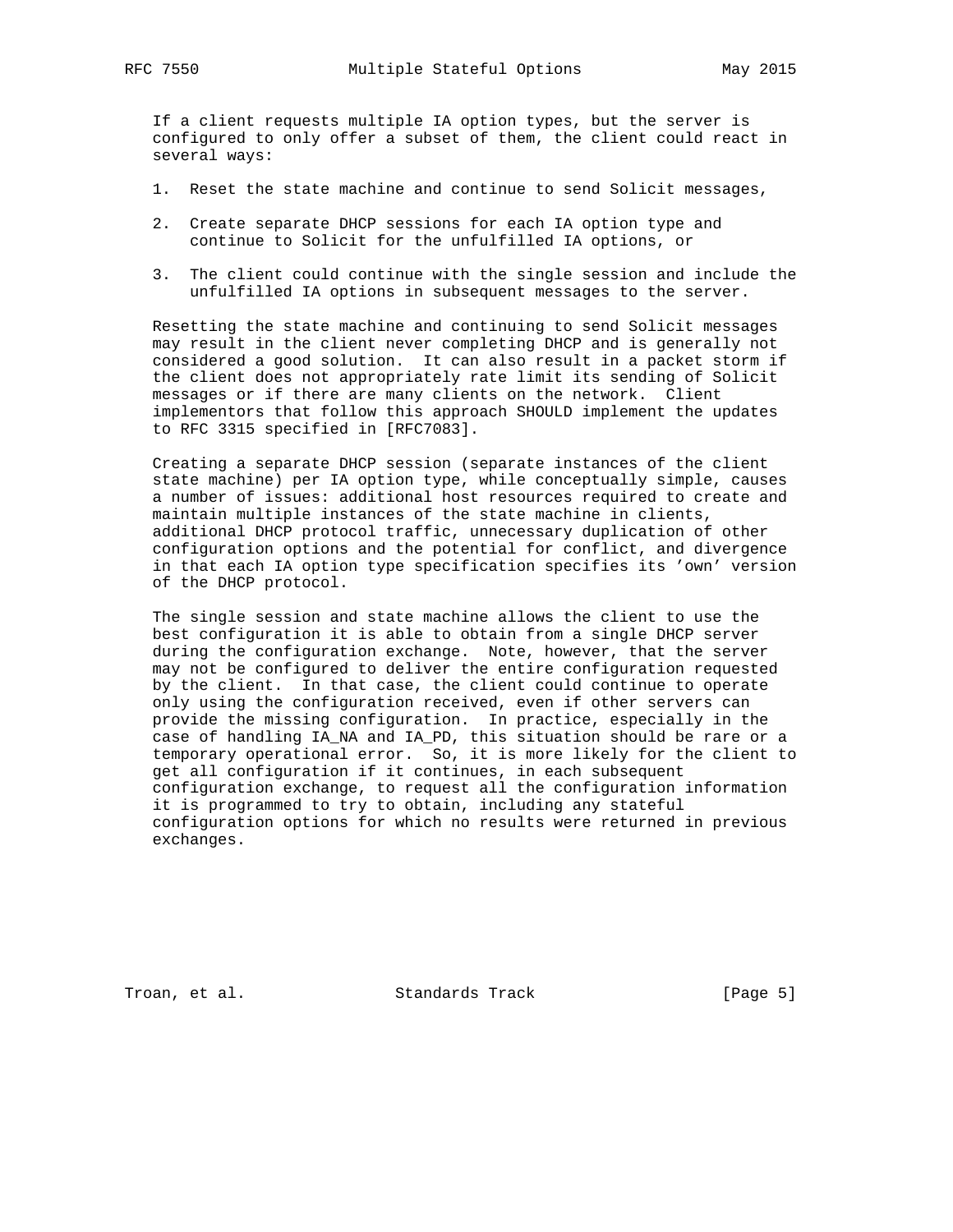If a client requests multiple IA option types, but the server is configured to only offer a subset of them, the client could react in several ways:

1. Reset the state machine and continue to send Solicit messages,

2. Create separate DHCP sessions for each IA option type and continue to Solicit for the unfulfilled IA options, or

3. The client could continue with the single session and include the unfulfilled IA options in subsequent messages to the server.

Resetting the state machine and continuing to send Solicit messages may result in the client never completing DHCP and is generally not considered a good solution. It can also result in a packet storm if the client does not appropriately rate limit its sending of Solicit messages or if there are many clients on the network. Client implementors that follow this approach SHOULD implement the updates to RFC 3315 specified in [RFC7083].

Creating a separate DHCP session (separate instances of the client state machine) per IA option type, while conceptually simple, causes a number of issues: additional host resources required to create and maintain multiple instances of the state machine in clients, additional DHCP protocol traffic, unnecessary duplication of other configuration options and the potential for conflict, and divergence in that each IA option type specification specifies its 'own' version of the DHCP protocol.

The single session and state machine allows the client to use the best configuration it is able to obtain from a single DHCP server during the configuration exchange. Note, however, that the server may not be configured to deliver the entire configuration requested by the client. In that case, the client could continue to operate only using the configuration received, even if other servers can provide the missing configuration. In practice, especially in the case of handling IA_NA and IA_PD, this situation should be rare or a temporary operational error. So, it is more likely for the client to get all configuration if it continues, in each subsequent configuration exchange, to request all the configuration information it is programmed to try to obtain, including any stateful configuration options for which no results were returned in previous exchanges.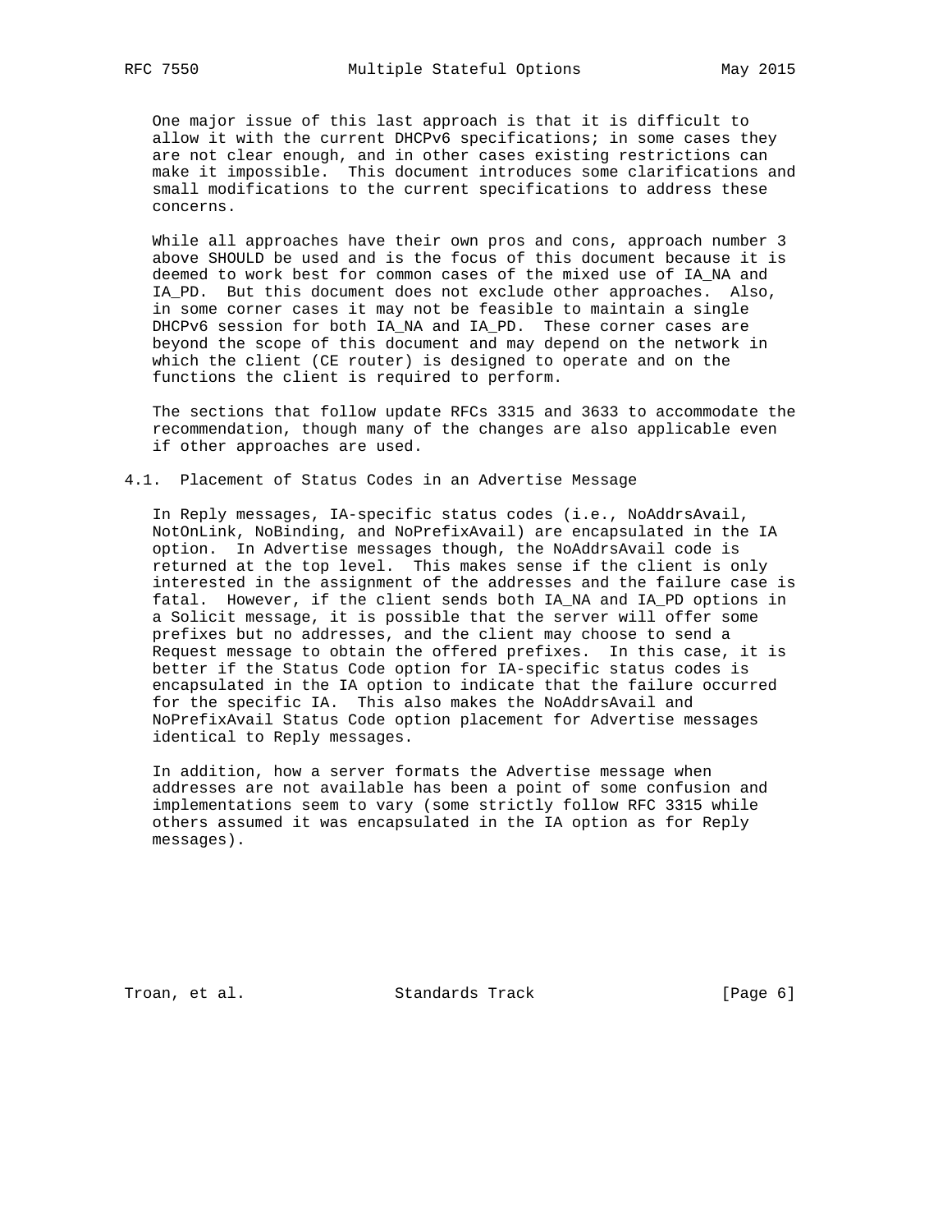One major issue of this last approach is that it is difficult to allow it with the current DHCPv6 specifications; in some cases they are not clear enough, and in other cases existing restrictions can make it impossible. This document introduces some clarifications and small modifications to the current specifications to address these concerns.

While all approaches have their own pros and cons, approach number 3 above SHOULD be used and is the focus of this document because it is deemed to work best for common cases of the mixed use of IA_NA and IA_PD. But this document does not exclude other approaches. Also, in some corner cases it may not be feasible to maintain a single DHCPv6 session for both IA_NA and IA_PD. These corner cases are beyond the scope of this document and may depend on the network in which the client (CE router) is designed to operate and on the functions the client is required to perform.

The sections that follow update RFCs 3315 and 3633 to accommodate the recommendation, though many of the changes are also applicable even if other approaches are used.

### 4.1. Placement of Status Codes in an Advertise Message

In Reply messages, IA-specific status codes (i.e., NoAddrsAvail, NotOnLink, NoBinding, and NoPrefixAvail) are encapsulated in the IA option. In Advertise messages though, the NoAddrsAvail code is returned at the top level. This makes sense if the client is only interested in the assignment of the addresses and the failure case is fatal. However, if the client sends both IA_NA and IA_PD options in a Solicit message, it is possible that the server will offer some prefixes but no addresses, and the client may choose to send a Request message to obtain the offered prefixes. In this case, it is better if the Status Code option for IA-specific status codes is encapsulated in the IA option to indicate that the failure occurred for the specific IA. This also makes the NoAddrsAvail and NoPrefixAvail Status Code option placement for Advertise messages identical to Reply messages.

In addition, how a server formats the Advertise message when addresses are not available has been a point of some confusion and implementations seem to vary (some strictly follow RFC 3315 while others assumed it was encapsulated in the IA option as for Reply messages).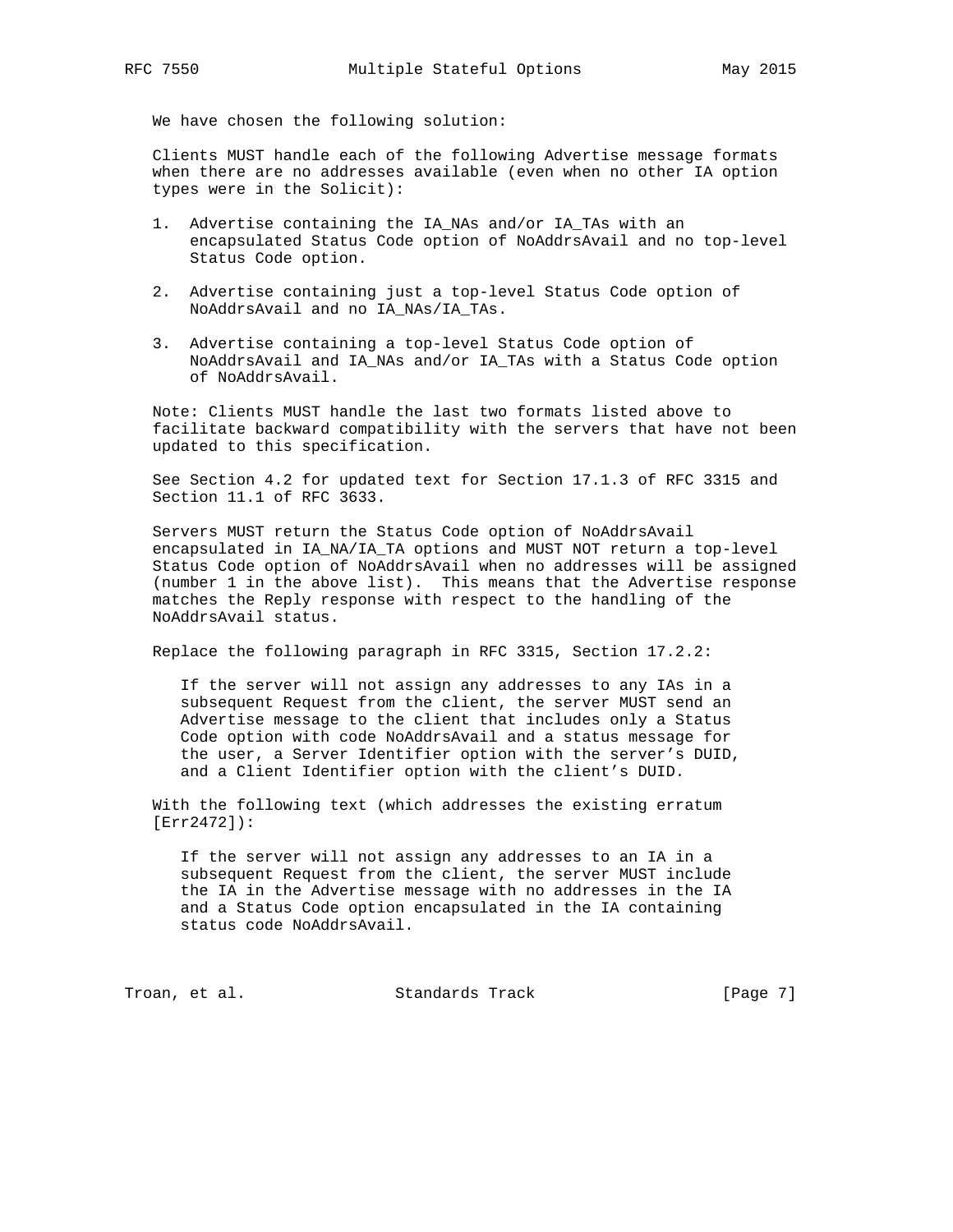We have chosen the following solution:

Clients MUST handle each of the following Advertise message formats when there are no addresses available (even when no other IA option types were in the Solicit):

1. Advertise containing the IA_NAs and/or IA_TAs with an encapsulated Status Code option of NoAddrsAvail and no top-level Status Code option.

2. Advertise containing just a top-level Status Code option of NoAddrsAvail and no IA_NAs/IA_TAs.

3. Advertise containing a top-level Status Code option of NoAddrsAvail and IA_NAs and/or IA_TAs with a Status Code option of NoAddrsAvail.

Note: Clients MUST handle the last two formats listed above to facilitate backward compatibility with the servers that have not been updated to this specification.

See Section 4.2 for updated text for Section 17.1.3 of RFC 3315 and Section 11.1 of RFC 3633.

Servers MUST return the Status Code option of NoAddrsAvail encapsulated in IA_NA/IA_TA options and MUST NOT return a top-level Status Code option of NoAddrsAvail when no addresses will be assigned (number 1 in the above list). This means that the Advertise response matches the Reply response with respect to the handling of the NoAddrsAvail status.

Replace the following paragraph in RFC 3315, Section 17.2.2:

> If the server will not assign any addresses to any IAs in a subsequent Request from the client, the server MUST send an Advertise message to the client that includes only a Status Code option with code NoAddrsAvail and a status message for the user, a Server Identifier option with the server's DUID, and a Client Identifier option with the client's DUID.

With the following text (which addresses the existing erratum [Err2472]):

> If the server will not assign any addresses to an IA in a subsequent Request from the client, the server MUST include the IA in the Advertise message with no addresses in the IA and a Status Code option encapsulated in the IA containing status code NoAddrsAvail.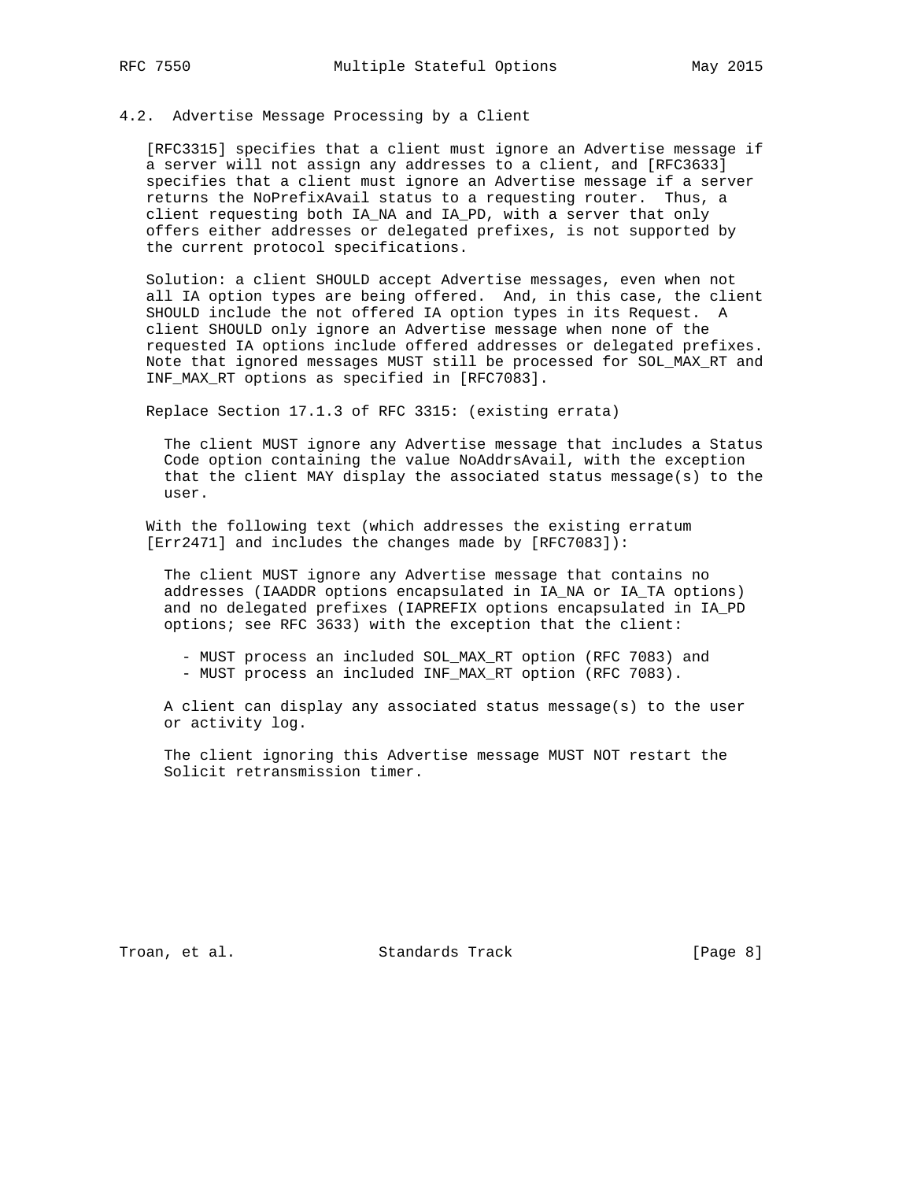### 4.2. Advertise Message Processing by a Client

[RFC3315] specifies that a client must ignore an Advertise message if a server will not assign any addresses to a client, and [RFC3633] specifies that a client must ignore an Advertise message if a server returns the NoPrefixAvail status to a requesting router. Thus, a client requesting both IA_NA and IA_PD, with a server that only offers either addresses or delegated prefixes, is not supported by the current protocol specifications.

Solution: a client SHOULD accept Advertise messages, even when not all IA option types are being offered. And, in this case, the client SHOULD include the not offered IA option types in its Request. A client SHOULD only ignore an Advertise message when none of the requested IA options include offered addresses or delegated prefixes. Note that ignored messages MUST still be processed for SOL_MAX_RT and INF_MAX_RT options as specified in [RFC7083].

Replace Section 17.1.3 of RFC 3315: (existing errata)

> The client MUST ignore any Advertise message that includes a Status Code option containing the value NoAddrsAvail, with the exception that the client MAY display the associated status message(s) to the user.

With the following text (which addresses the existing erratum [Err2471] and includes the changes made by [RFC7083]):

> The client MUST ignore any Advertise message that contains no addresses (IAADDR options encapsulated in IA_NA or IA_TA options) and no delegated prefixes (IAPREFIX options encapsulated in IA_PD options; see RFC 3633) with the exception that the client:
>
> - MUST process an included SOL_MAX_RT option (RFC 7083) and
> - MUST process an included INF_MAX_RT option (RFC 7083).
>
> A client can display any associated status message(s) to the user or activity log.
>
> The client ignoring this Advertise message MUST NOT restart the Solicit retransmission timer.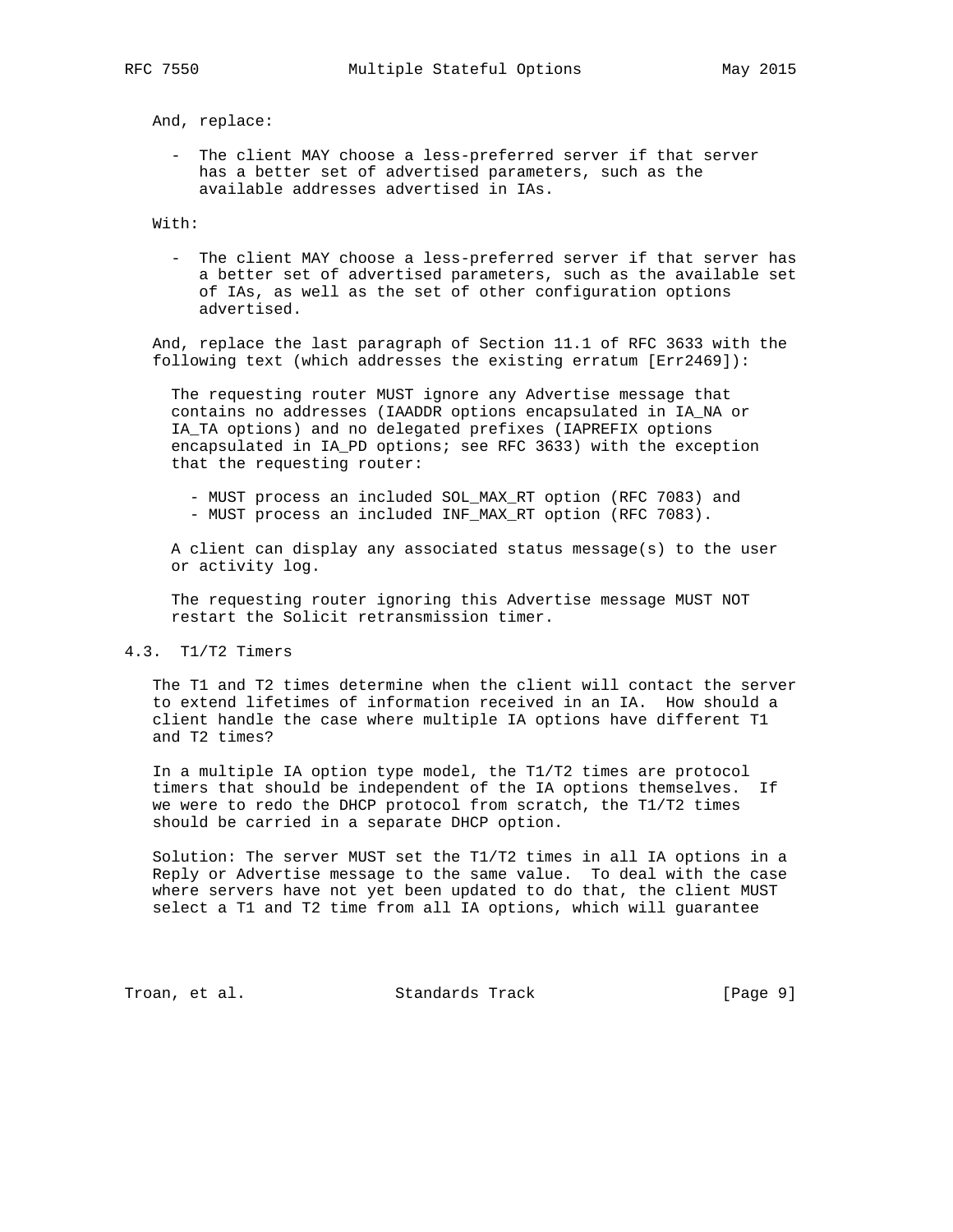And, replace:

- The client MAY choose a less-preferred server if that server has a better set of advertised parameters, such as the available addresses advertised in IAs.

With:

- The client MAY choose a less-preferred server if that server has a better set of advertised parameters, such as the available set of IAs, as well as the set of other configuration options advertised.

And, replace the last paragraph of Section 11.1 of RFC 3633 with the following text (which addresses the existing erratum [Err2469]):

> The requesting router MUST ignore any Advertise message that contains no addresses (IAADDR options encapsulated in IA_NA or IA_TA options) and no delegated prefixes (IAPREFIX options encapsulated in IA_PD options; see RFC 3633) with the exception that the requesting router:
>
> - MUST process an included SOL_MAX_RT option (RFC 7083) and
> - MUST process an included INF_MAX_RT option (RFC 7083).
>
> A client can display any associated status message(s) to the user or activity log.
>
> The requesting router ignoring this Advertise message MUST NOT restart the Solicit retransmission timer.

## 4.3. T1/T2 Timers

The T1 and T2 times determine when the client will contact the server to extend lifetimes of information received in an IA. How should a client handle the case where multiple IA options have different T1 and T2 times?

In a multiple IA option type model, the T1/T2 times are protocol timers that should be independent of the IA options themselves. If we were to redo the DHCP protocol from scratch, the T1/T2 times should be carried in a separate DHCP option.

Solution: The server MUST set the T1/T2 times in all IA options in a Reply or Advertise message to the same value. To deal with the case where servers have not yet been updated to do that, the client MUST select a T1 and T2 time from all IA options, which will guarantee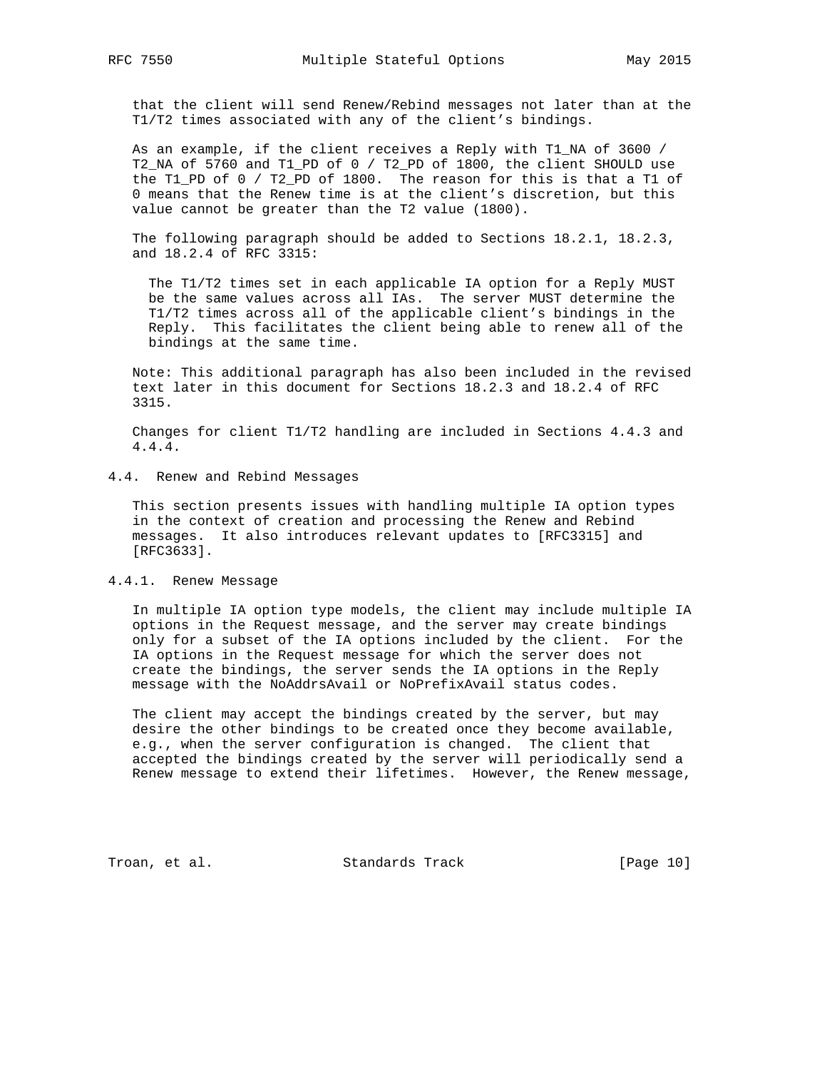that the client will send Renew/Rebind messages not later than at the T1/T2 times associated with any of the client's bindings.

As an example, if the client receives a Reply with T1_NA of 3600 / T2_NA of 5760 and T1_PD of 0 / T2_PD of 1800, the client SHOULD use the T1_PD of 0 / T2_PD of 1800. The reason for this is that a T1 of 0 means that the Renew time is at the client's discretion, but this value cannot be greater than the T2 value (1800).

The following paragraph should be added to Sections 18.2.1, 18.2.3, and 18.2.4 of RFC 3315:

> The T1/T2 times set in each applicable IA option for a Reply MUST be the same values across all IAs. The server MUST determine the T1/T2 times across all of the applicable client's bindings in the Reply. This facilitates the client being able to renew all of the bindings at the same time.

Note: This additional paragraph has also been included in the revised text later in this document for Sections 18.2.3 and 18.2.4 of RFC 3315.

Changes for client T1/T2 handling are included in Sections 4.4.3 and 4.4.4.

## 4.4. Renew and Rebind Messages

This section presents issues with handling multiple IA option types in the context of creation and processing the Renew and Rebind messages. It also introduces relevant updates to [RFC3315] and [RFC3633].

### 4.4.1. Renew Message

In multiple IA option type models, the client may include multiple IA options in the Request message, and the server may create bindings only for a subset of the IA options included by the client. For the IA options in the Request message for which the server does not create the bindings, the server sends the IA options in the Reply message with the NoAddrsAvail or NoPrefixAvail status codes.

The client may accept the bindings created by the server, but may desire the other bindings to be created once they become available, e.g., when the server configuration is changed. The client that accepted the bindings created by the server will periodically send a Renew message to extend their lifetimes. However, the Renew message,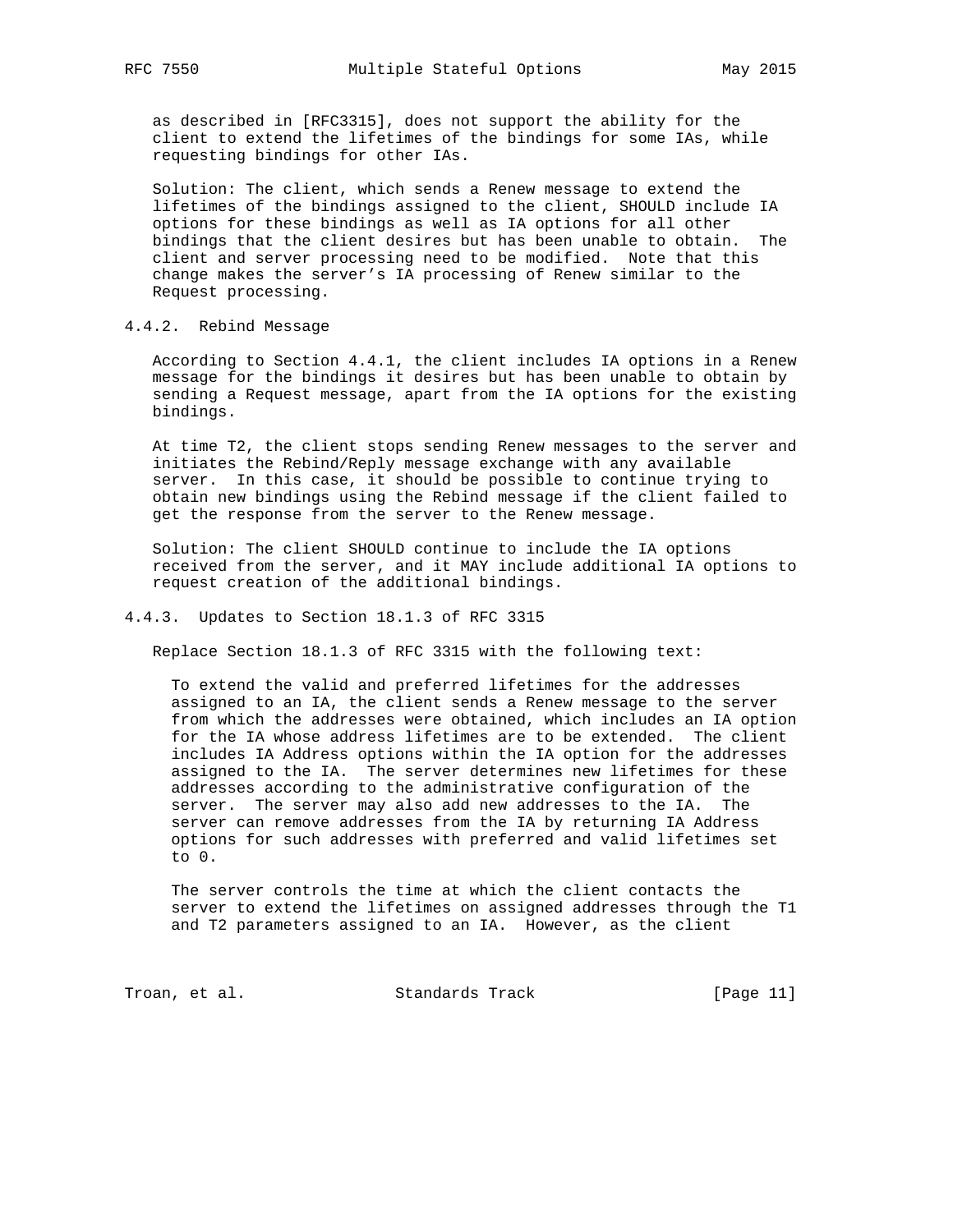as described in [RFC3315], does not support the ability for the client to extend the lifetimes of the bindings for some IAs, while requesting bindings for other IAs.

Solution: The client, which sends a Renew message to extend the lifetimes of the bindings assigned to the client, SHOULD include IA options for these bindings as well as IA options for all other bindings that the client desires but has been unable to obtain. The client and server processing need to be modified. Note that this change makes the server's IA processing of Renew similar to the Request processing.

### 4.4.2. Rebind Message

According to Section 4.4.1, the client includes IA options in a Renew message for the bindings it desires but has been unable to obtain by sending a Request message, apart from the IA options for the existing bindings.

At time T2, the client stops sending Renew messages to the server and initiates the Rebind/Reply message exchange with any available server. In this case, it should be possible to continue trying to obtain new bindings using the Rebind message if the client failed to get the response from the server to the Renew message.

Solution: The client SHOULD continue to include the IA options received from the server, and it MAY include additional IA options to request creation of the additional bindings.

### 4.4.3. Updates to Section 18.1.3 of RFC 3315

Replace Section 18.1.3 of RFC 3315 with the following text:

> To extend the valid and preferred lifetimes for the addresses assigned to an IA, the client sends a Renew message to the server from which the addresses were obtained, which includes an IA option for the IA whose address lifetimes are to be extended. The client includes IA Address options within the IA option for the addresses assigned to the IA. The server determines new lifetimes for these addresses according to the administrative configuration of the server. The server may also add new addresses to the IA. The server can remove addresses from the IA by returning IA Address options for such addresses with preferred and valid lifetimes set to 0.
>
> The server controls the time at which the client contacts the server to extend the lifetimes on assigned addresses through the T1 and T2 parameters assigned to an IA. However, as the client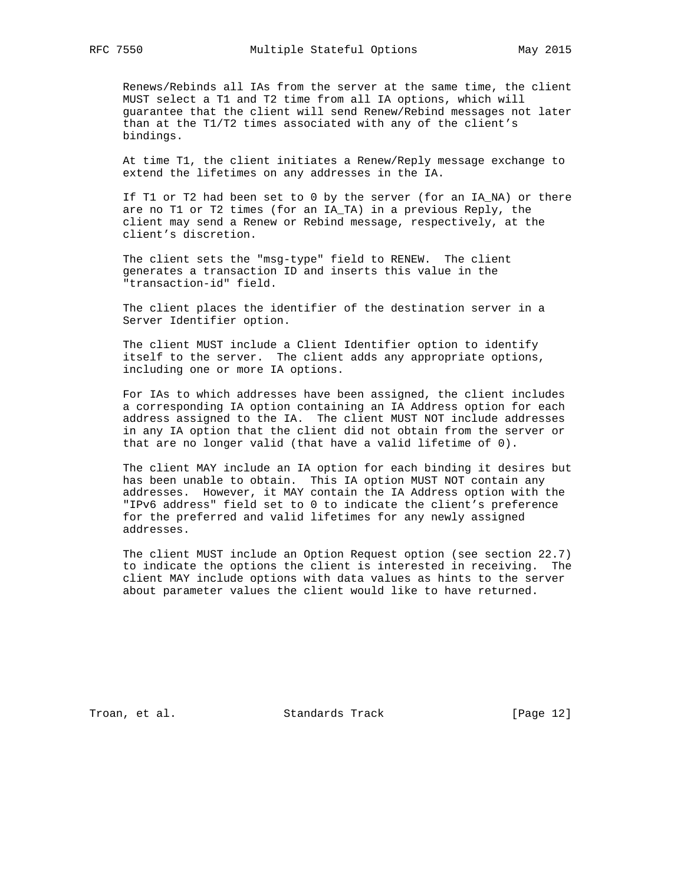Renews/Rebinds all IAs from the server at the same time, the client MUST select a T1 and T2 time from all IA options, which will guarantee that the client will send Renew/Rebind messages not later than at the T1/T2 times associated with any of the client's bindings.

At time T1, the client initiates a Renew/Reply message exchange to extend the lifetimes on any addresses in the IA.

If T1 or T2 had been set to 0 by the server (for an IA_NA) or there are no T1 or T2 times (for an IA_TA) in a previous Reply, the client may send a Renew or Rebind message, respectively, at the client's discretion.

The client sets the "msg-type" field to RENEW. The client generates a transaction ID and inserts this value in the "transaction-id" field.

The client places the identifier of the destination server in a Server Identifier option.

The client MUST include a Client Identifier option to identify itself to the server. The client adds any appropriate options, including one or more IA options.

For IAs to which addresses have been assigned, the client includes a corresponding IA option containing an IA Address option for each address assigned to the IA. The client MUST NOT include addresses in any IA option that the client did not obtain from the server or that are no longer valid (that have a valid lifetime of 0).

The client MAY include an IA option for each binding it desires but has been unable to obtain. This IA option MUST NOT contain any addresses. However, it MAY contain the IA Address option with the "IPv6 address" field set to 0 to indicate the client's preference for the preferred and valid lifetimes for any newly assigned addresses.

The client MUST include an Option Request option (see section 22.7) to indicate the options the client is interested in receiving. The client MAY include options with data values as hints to the server about parameter values the client would like to have returned.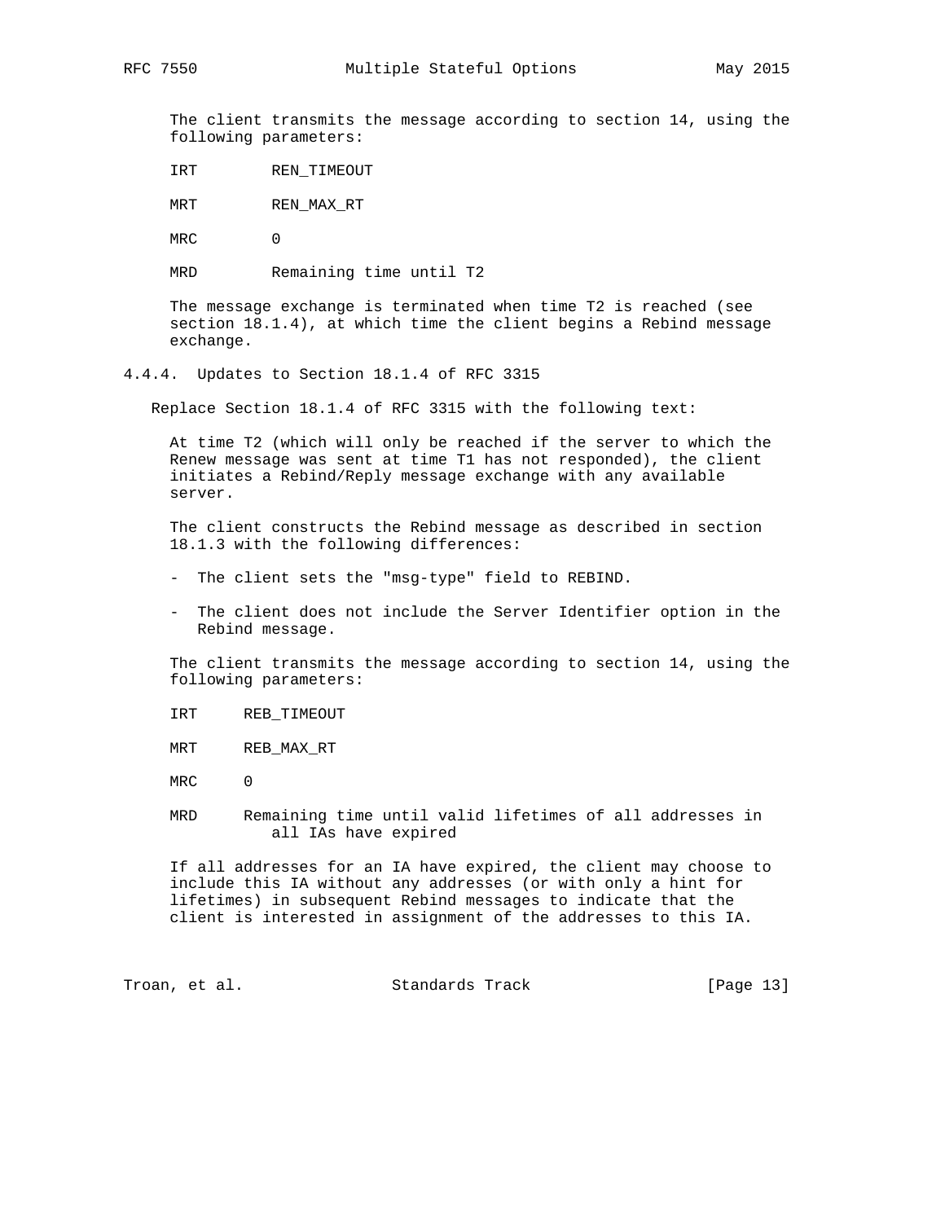The client transmits the message according to section 14, using the following parameters:

IRT        REN_TIMEOUT

MRT        REN_MAX_RT

MRC        0

MRD        Remaining time until T2

The message exchange is terminated when time T2 is reached (see section 18.1.4), at which time the client begins a Rebind message exchange.

### 4.4.4. Updates to Section 18.1.4 of RFC 3315

Replace Section 18.1.4 of RFC 3315 with the following text:

At time T2 (which will only be reached if the server to which the Renew message was sent at time T1 has not responded), the client initiates a Rebind/Reply message exchange with any available server.

The client constructs the Rebind message as described in section 18.1.3 with the following differences:

- The client sets the "msg-type" field to REBIND.
- The client does not include the Server Identifier option in the Rebind message.

The client transmits the message according to section 14, using the following parameters:

IRT      REB_TIMEOUT

MRT      REB_MAX_RT

MRC      0

MRD      Remaining time until valid lifetimes of all addresses in all IAs have expired

If all addresses for an IA have expired, the client may choose to include this IA without any addresses (or with only a hint for lifetimes) in subsequent Rebind messages to indicate that the client is interested in assignment of the addresses to this IA.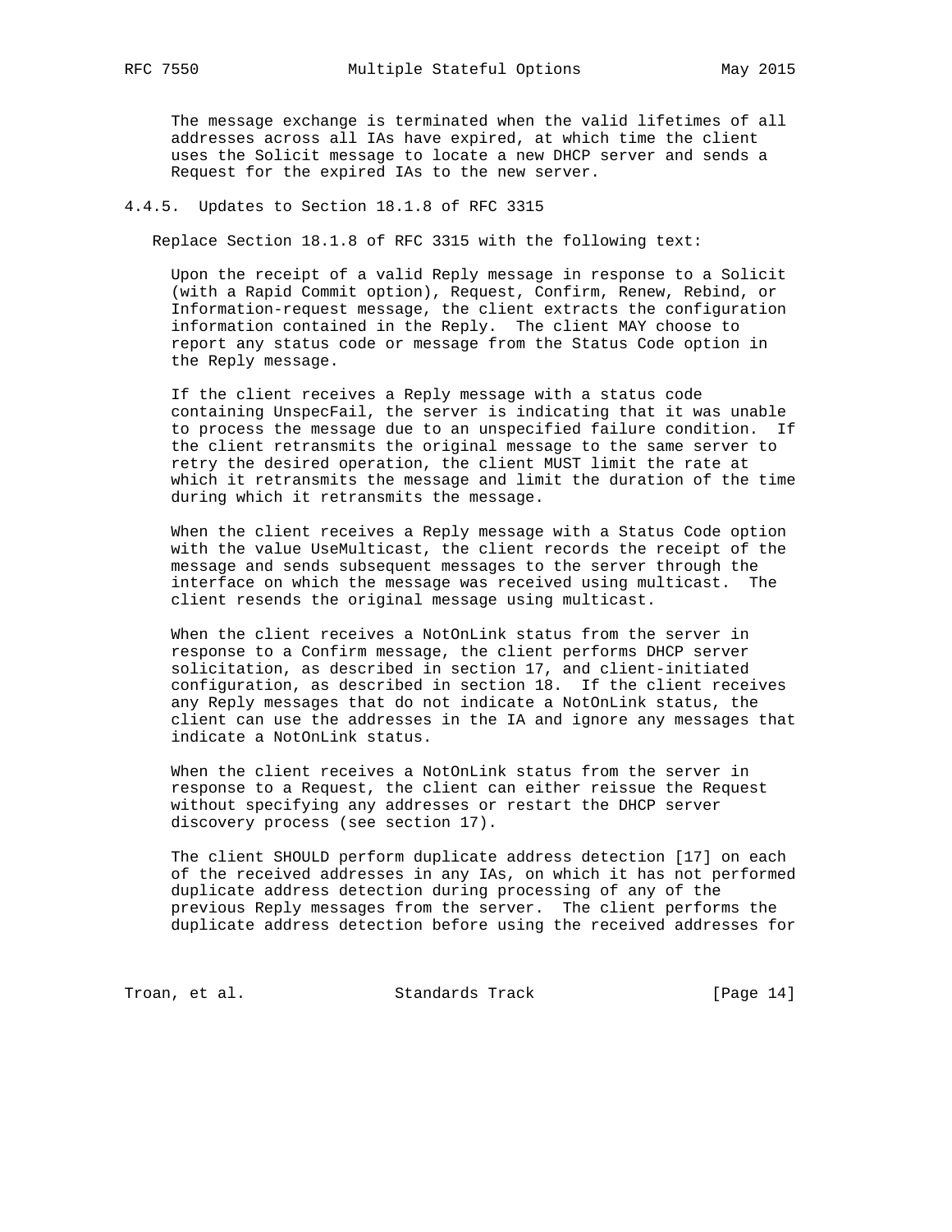The message exchange is terminated when the valid lifetimes of all addresses across all IAs have expired, at which time the client uses the Solicit message to locate a new DHCP server and sends a Request for the expired IAs to the new server.

### 4.4.5. Updates to Section 18.1.8 of RFC 3315

Replace Section 18.1.8 of RFC 3315 with the following text:

Upon the receipt of a valid Reply message in response to a Solicit (with a Rapid Commit option), Request, Confirm, Renew, Rebind, or Information-request message, the client extracts the configuration information contained in the Reply. The client MAY choose to report any status code or message from the Status Code option in the Reply message.

If the client receives a Reply message with a status code containing UnspecFail, the server is indicating that it was unable to process the message due to an unspecified failure condition. If the client retransmits the original message to the same server to retry the desired operation, the client MUST limit the rate at which it retransmits the message and limit the duration of the time during which it retransmits the message.

When the client receives a Reply message with a Status Code option with the value UseMulticast, the client records the receipt of the message and sends subsequent messages to the server through the interface on which the message was received using multicast. The client resends the original message using multicast.

When the client receives a NotOnLink status from the server in response to a Confirm message, the client performs DHCP server solicitation, as described in section 17, and client-initiated configuration, as described in section 18. If the client receives any Reply messages that do not indicate a NotOnLink status, the client can use the addresses in the IA and ignore any messages that indicate a NotOnLink status.

When the client receives a NotOnLink status from the server in response to a Request, the client can either reissue the Request without specifying any addresses or restart the DHCP server discovery process (see section 17).

The client SHOULD perform duplicate address detection [17] on each of the received addresses in any IAs, on which it has not performed duplicate address detection during processing of any of the previous Reply messages from the server. The client performs the duplicate address detection before using the received addresses for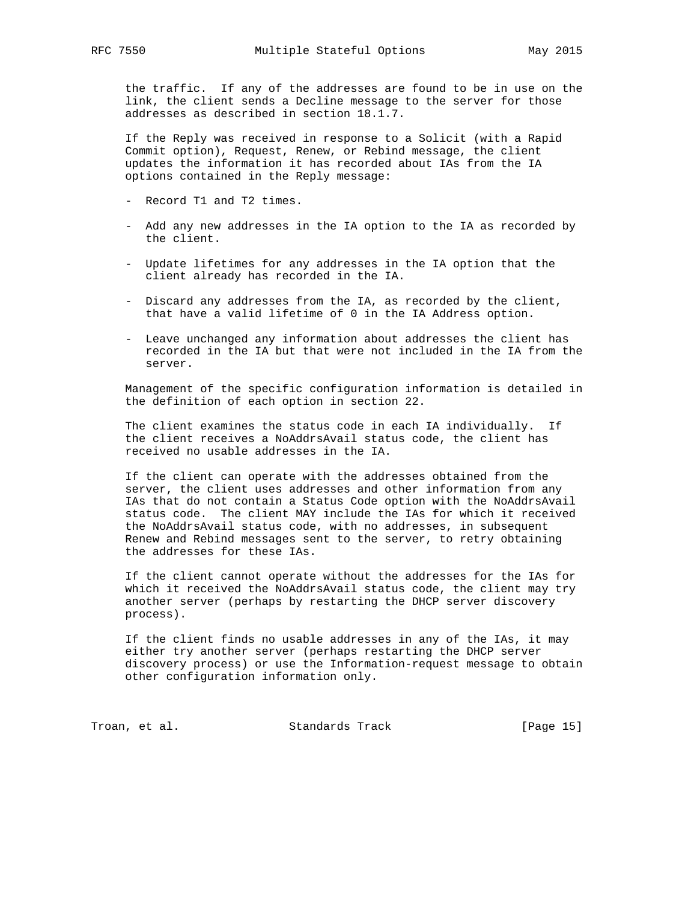the traffic. If any of the addresses are found to be in use on the link, the client sends a Decline message to the server for those addresses as described in section 18.1.7.

If the Reply was received in response to a Solicit (with a Rapid Commit option), Request, Renew, or Rebind message, the client updates the information it has recorded about IAs from the IA options contained in the Reply message:

- Record T1 and T2 times.

- Add any new addresses in the IA option to the IA as recorded by the client.

- Update lifetimes for any addresses in the IA option that the client already has recorded in the IA.

- Discard any addresses from the IA, as recorded by the client, that have a valid lifetime of 0 in the IA Address option.

- Leave unchanged any information about addresses the client has recorded in the IA but that were not included in the IA from the server.

Management of the specific configuration information is detailed in the definition of each option in section 22.

The client examines the status code in each IA individually. If the client receives a NoAddrsAvail status code, the client has received no usable addresses in the IA.

If the client can operate with the addresses obtained from the server, the client uses addresses and other information from any IAs that do not contain a Status Code option with the NoAddrsAvail status code. The client MAY include the IAs for which it received the NoAddrsAvail status code, with no addresses, in subsequent Renew and Rebind messages sent to the server, to retry obtaining the addresses for these IAs.

If the client cannot operate without the addresses for the IAs for which it received the NoAddrsAvail status code, the client may try another server (perhaps by restarting the DHCP server discovery process).

If the client finds no usable addresses in any of the IAs, it may either try another server (perhaps restarting the DHCP server discovery process) or use the Information-request message to obtain other configuration information only.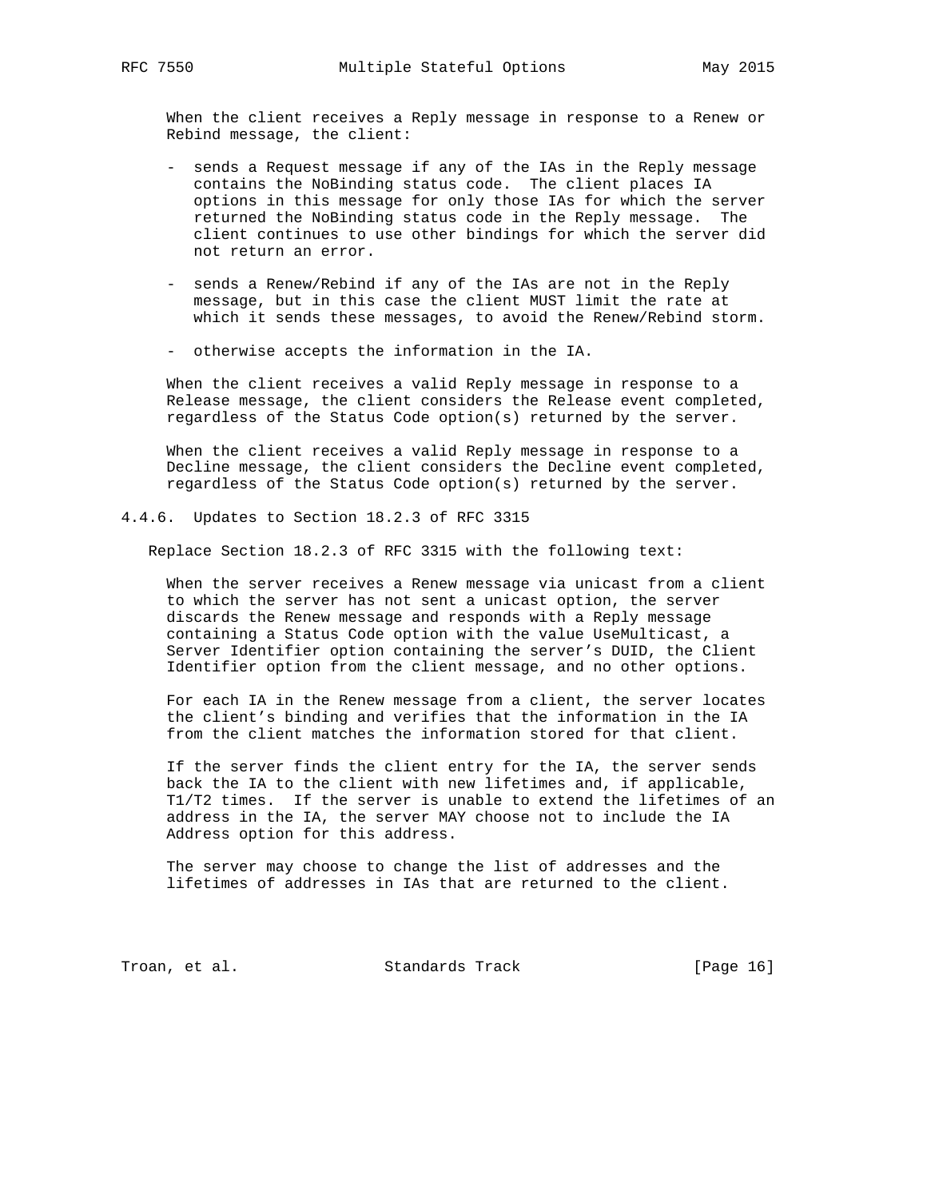When the client receives a Reply message in response to a Renew or Rebind message, the client:

- sends a Request message if any of the IAs in the Reply message contains the NoBinding status code. The client places IA options in this message for only those IAs for which the server returned the NoBinding status code in the Reply message. The client continues to use other bindings for which the server did not return an error.

- sends a Renew/Rebind if any of the IAs are not in the Reply message, but in this case the client MUST limit the rate at which it sends these messages, to avoid the Renew/Rebind storm.

- otherwise accepts the information in the IA.

When the client receives a valid Reply message in response to a Release message, the client considers the Release event completed, regardless of the Status Code option(s) returned by the server.

When the client receives a valid Reply message in response to a Decline message, the client considers the Decline event completed, regardless of the Status Code option(s) returned by the server.

#### 4.4.6. Updates to Section 18.2.3 of RFC 3315

Replace Section 18.2.3 of RFC 3315 with the following text:

When the server receives a Renew message via unicast from a client to which the server has not sent a unicast option, the server discards the Renew message and responds with a Reply message containing a Status Code option with the value UseMulticast, a Server Identifier option containing the server's DUID, the Client Identifier option from the client message, and no other options.

For each IA in the Renew message from a client, the server locates the client's binding and verifies that the information in the IA from the client matches the information stored for that client.

If the server finds the client entry for the IA, the server sends back the IA to the client with new lifetimes and, if applicable, T1/T2 times. If the server is unable to extend the lifetimes of an address in the IA, the server MAY choose not to include the IA Address option for this address.

The server may choose to change the list of addresses and the lifetimes of addresses in IAs that are returned to the client.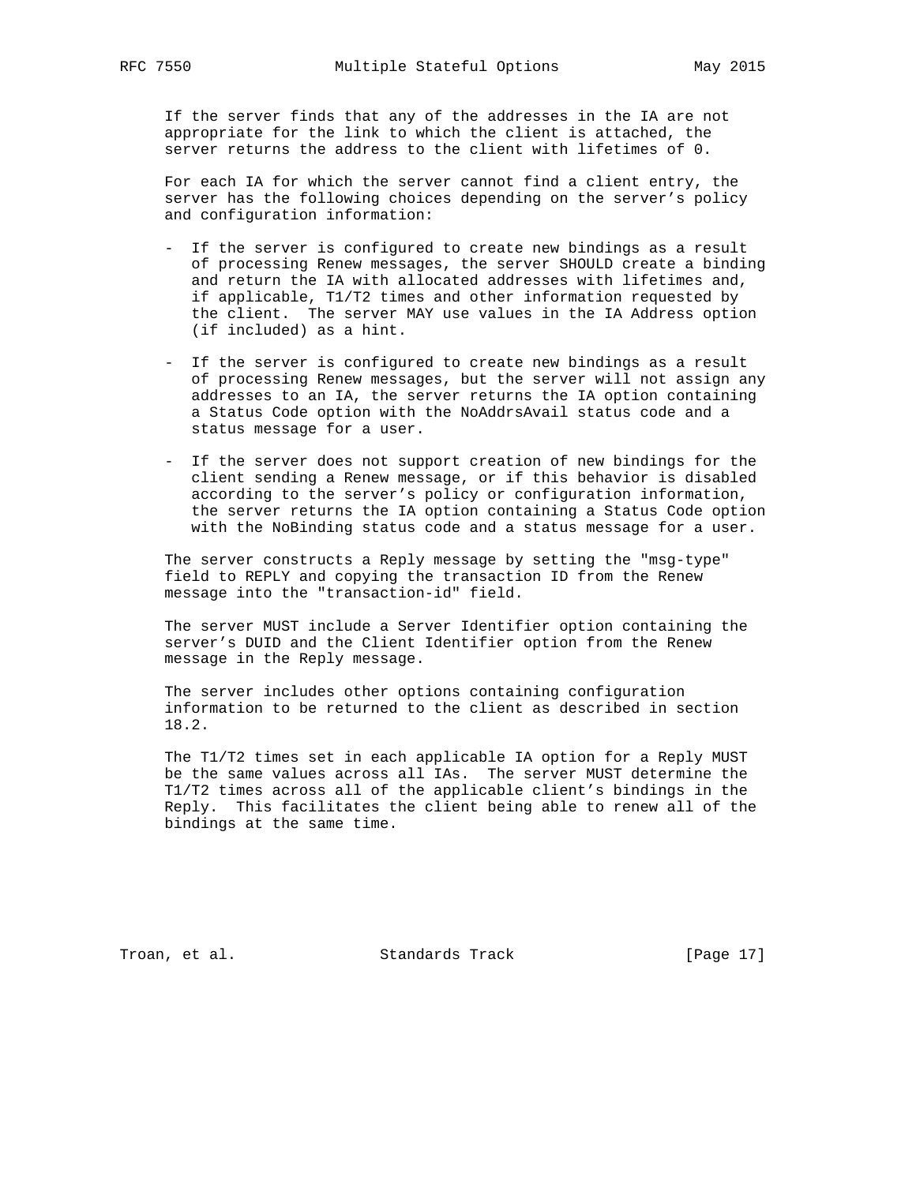If the server finds that any of the addresses in the IA are not appropriate for the link to which the client is attached, the server returns the address to the client with lifetimes of 0.

For each IA for which the server cannot find a client entry, the server has the following choices depending on the server's policy and configuration information:

- If the server is configured to create new bindings as a result of processing Renew messages, the server SHOULD create a binding and return the IA with allocated addresses with lifetimes and, if applicable, T1/T2 times and other information requested by the client. The server MAY use values in the IA Address option (if included) as a hint.

- If the server is configured to create new bindings as a result of processing Renew messages, but the server will not assign any addresses to an IA, the server returns the IA option containing a Status Code option with the NoAddrsAvail status code and a status message for a user.

- If the server does not support creation of new bindings for the client sending a Renew message, or if this behavior is disabled according to the server's policy or configuration information, the server returns the IA option containing a Status Code option with the NoBinding status code and a status message for a user.

The server constructs a Reply message by setting the "msg-type" field to REPLY and copying the transaction ID from the Renew message into the "transaction-id" field.

The server MUST include a Server Identifier option containing the server's DUID and the Client Identifier option from the Renew message in the Reply message.

The server includes other options containing configuration information to be returned to the client as described in section 18.2.

The T1/T2 times set in each applicable IA option for a Reply MUST be the same values across all IAs. The server MUST determine the T1/T2 times across all of the applicable client's bindings in the Reply. This facilitates the client being able to renew all of the bindings at the same time.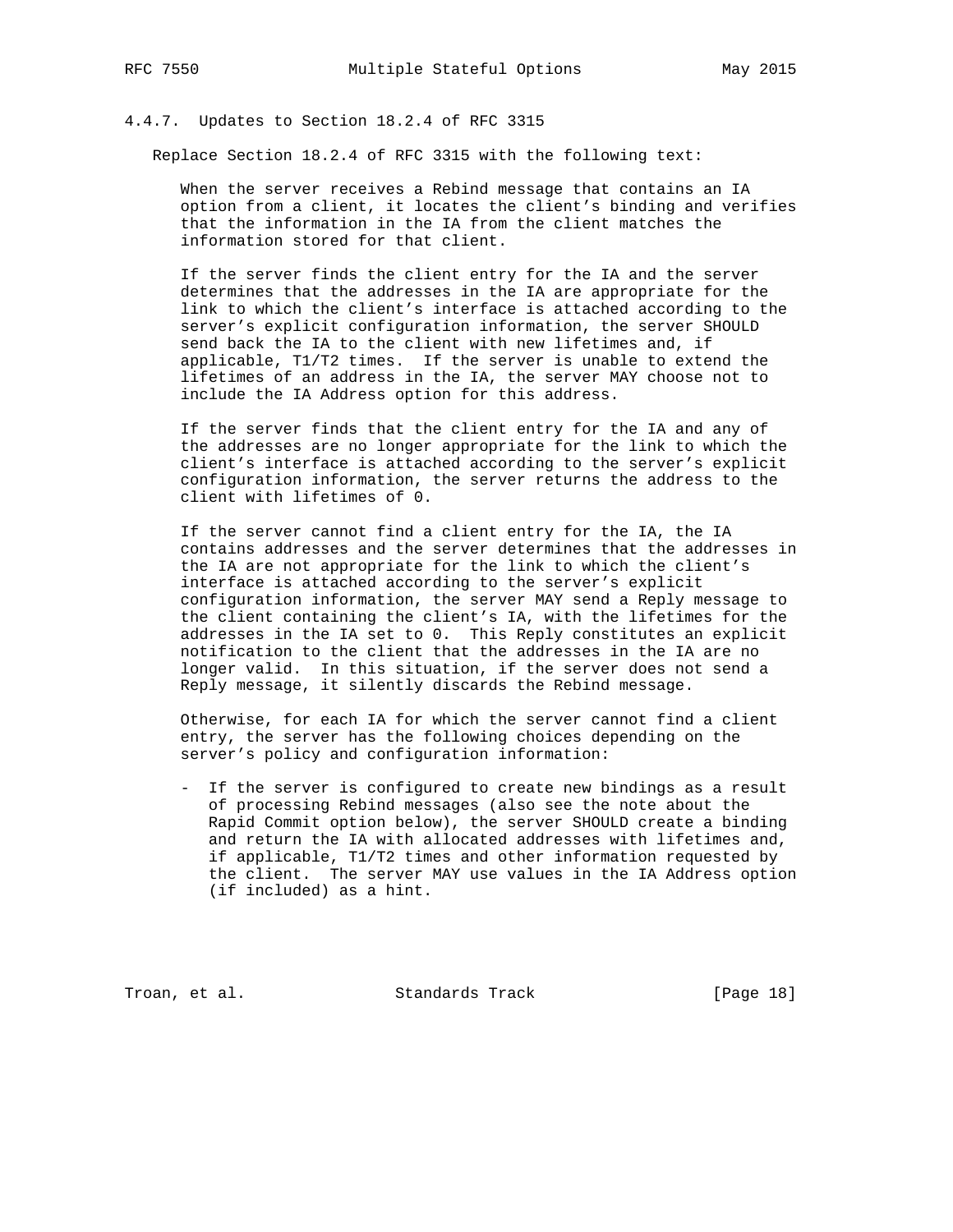#### 4.4.7. Updates to Section 18.2.4 of RFC 3315

Replace Section 18.2.4 of RFC 3315 with the following text:

When the server receives a Rebind message that contains an IA option from a client, it locates the client's binding and verifies that the information in the IA from the client matches the information stored for that client.

If the server finds the client entry for the IA and the server determines that the addresses in the IA are appropriate for the link to which the client's interface is attached according to the server's explicit configuration information, the server SHOULD send back the IA to the client with new lifetimes and, if applicable, T1/T2 times. If the server is unable to extend the lifetimes of an address in the IA, the server MAY choose not to include the IA Address option for this address.

If the server finds that the client entry for the IA and any of the addresses are no longer appropriate for the link to which the client's interface is attached according to the server's explicit configuration information, the server returns the address to the client with lifetimes of 0.

If the server cannot find a client entry for the IA, the IA contains addresses and the server determines that the addresses in the IA are not appropriate for the link to which the client's interface is attached according to the server's explicit configuration information, the server MAY send a Reply message to the client containing the client's IA, with the lifetimes for the addresses in the IA set to 0. This Reply constitutes an explicit notification to the client that the addresses in the IA are no longer valid. In this situation, if the server does not send a Reply message, it silently discards the Rebind message.

Otherwise, for each IA for which the server cannot find a client entry, the server has the following choices depending on the server's policy and configuration information:

- If the server is configured to create new bindings as a result of processing Rebind messages (also see the note about the Rapid Commit option below), the server SHOULD create a binding and return the IA with allocated addresses with lifetimes and, if applicable, T1/T2 times and other information requested by the client. The server MAY use values in the IA Address option (if included) as a hint.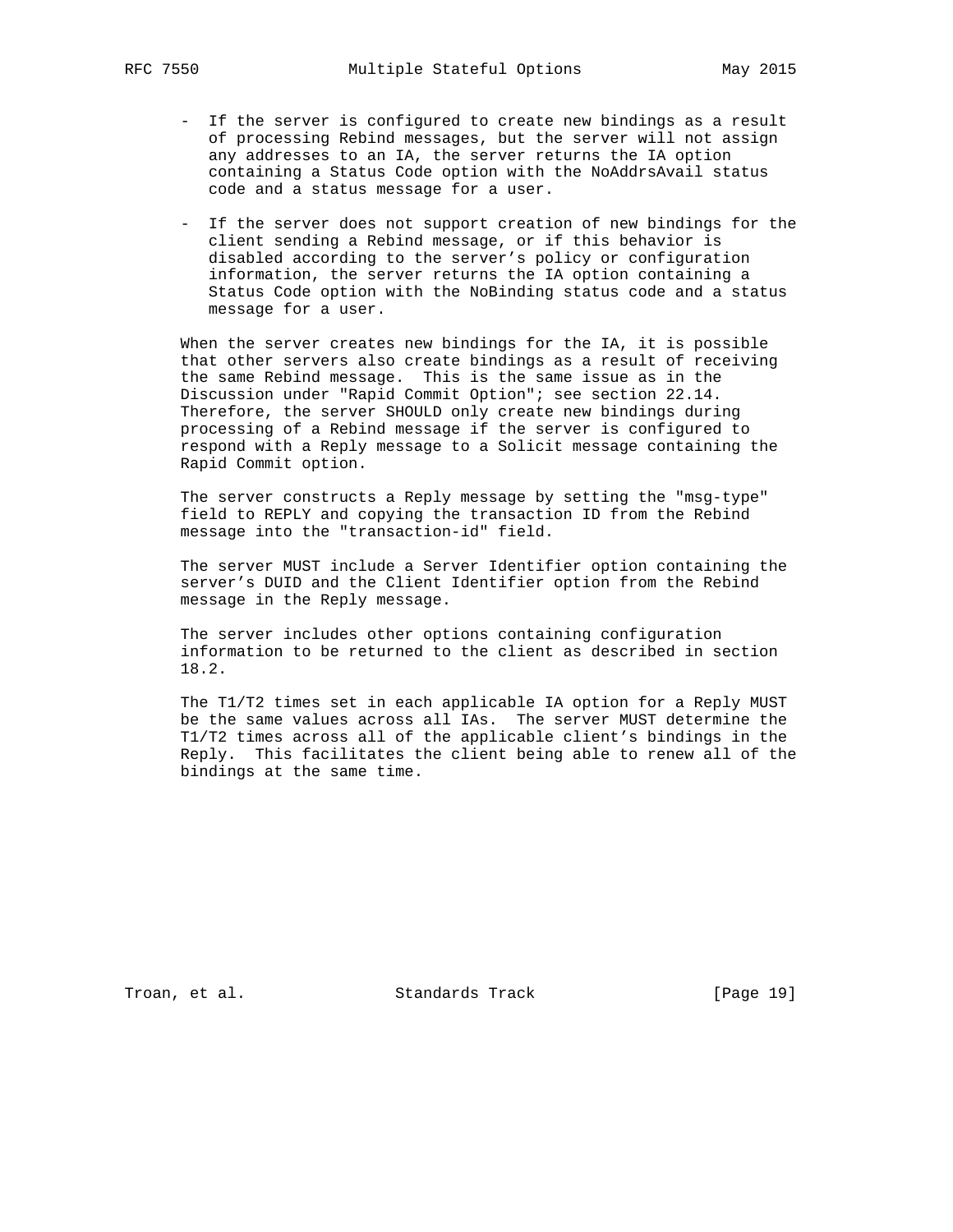- If the server is configured to create new bindings as a result of processing Rebind messages, but the server will not assign any addresses to an IA, the server returns the IA option containing a Status Code option with the NoAddrsAvail status code and a status message for a user.

- If the server does not support creation of new bindings for the client sending a Rebind message, or if this behavior is disabled according to the server's policy or configuration information, the server returns the IA option containing a Status Code option with the NoBinding status code and a status message for a user.

When the server creates new bindings for the IA, it is possible that other servers also create bindings as a result of receiving the same Rebind message. This is the same issue as in the Discussion under "Rapid Commit Option"; see section 22.14. Therefore, the server SHOULD only create new bindings during processing of a Rebind message if the server is configured to respond with a Reply message to a Solicit message containing the Rapid Commit option.

The server constructs a Reply message by setting the "msg-type" field to REPLY and copying the transaction ID from the Rebind message into the "transaction-id" field.

The server MUST include a Server Identifier option containing the server's DUID and the Client Identifier option from the Rebind message in the Reply message.

The server includes other options containing configuration information to be returned to the client as described in section 18.2.

The T1/T2 times set in each applicable IA option for a Reply MUST be the same values across all IAs. The server MUST determine the T1/T2 times across all of the applicable client's bindings in the Reply. This facilitates the client being able to renew all of the bindings at the same time.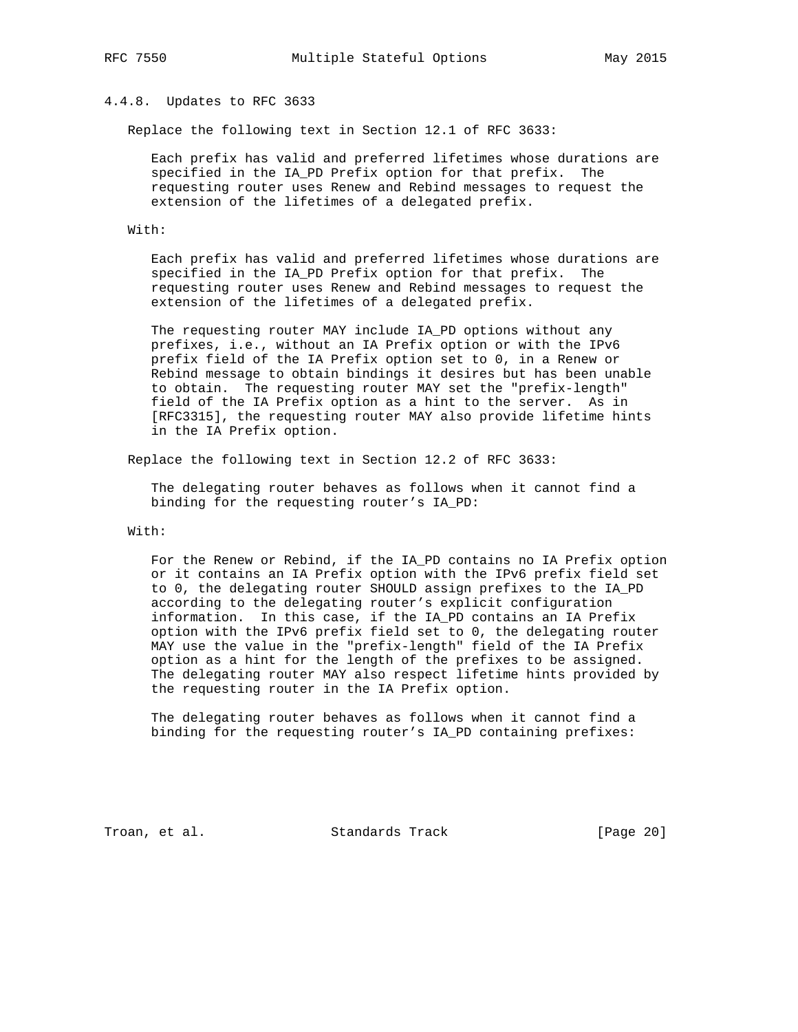### 4.4.8. Updates to RFC 3633

Replace the following text in Section 12.1 of RFC 3633:

> Each prefix has valid and preferred lifetimes whose durations are specified in the IA_PD Prefix option for that prefix. The requesting router uses Renew and Rebind messages to request the extension of the lifetimes of a delegated prefix.

With:

> Each prefix has valid and preferred lifetimes whose durations are specified in the IA_PD Prefix option for that prefix. The requesting router uses Renew and Rebind messages to request the extension of the lifetimes of a delegated prefix.
>
> The requesting router MAY include IA_PD options without any prefixes, i.e., without an IA Prefix option or with the IPv6 prefix field of the IA Prefix option set to 0, in a Renew or Rebind message to obtain bindings it desires but has been unable to obtain. The requesting router MAY set the "prefix-length" field of the IA Prefix option as a hint to the server. As in [RFC3315], the requesting router MAY also provide lifetime hints in the IA Prefix option.

Replace the following text in Section 12.2 of RFC 3633:

> The delegating router behaves as follows when it cannot find a binding for the requesting router's IA_PD:

With:

> For the Renew or Rebind, if the IA_PD contains no IA Prefix option or it contains an IA Prefix option with the IPv6 prefix field set to 0, the delegating router SHOULD assign prefixes to the IA_PD according to the delegating router's explicit configuration information. In this case, if the IA_PD contains an IA Prefix option with the IPv6 prefix field set to 0, the delegating router MAY use the value in the "prefix-length" field of the IA Prefix option as a hint for the length of the prefixes to be assigned. The delegating router MAY also respect lifetime hints provided by the requesting router in the IA Prefix option.
>
> The delegating router behaves as follows when it cannot find a binding for the requesting router's IA_PD containing prefixes: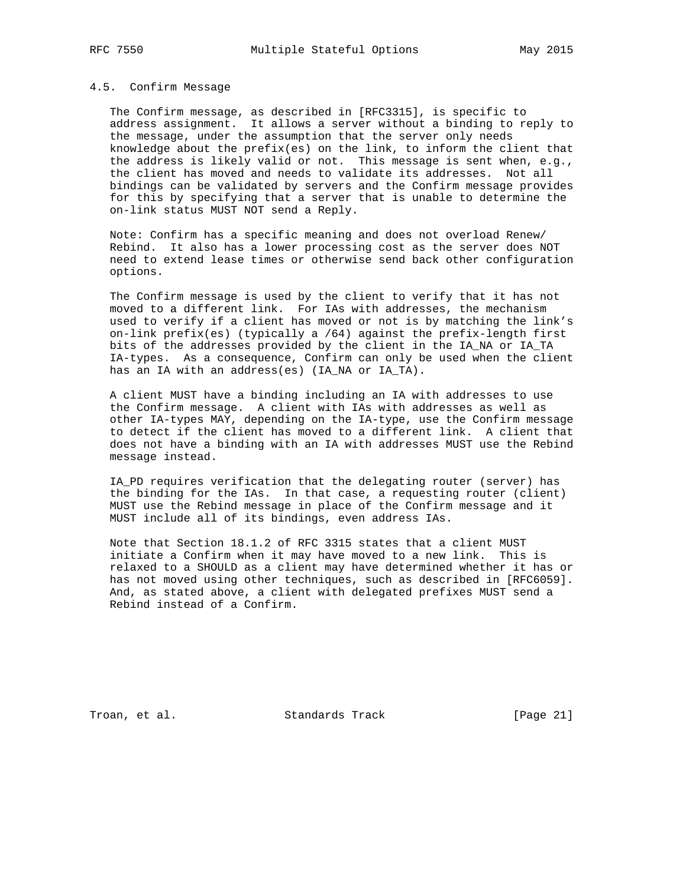### 4.5. Confirm Message

The Confirm message, as described in [RFC3315], is specific to address assignment. It allows a server without a binding to reply to the message, under the assumption that the server only needs knowledge about the prefix(es) on the link, to inform the client that the address is likely valid or not. This message is sent when, e.g., the client has moved and needs to validate its addresses. Not all bindings can be validated by servers and the Confirm message provides for this by specifying that a server that is unable to determine the on-link status MUST NOT send a Reply.

Note: Confirm has a specific meaning and does not overload Renew/Rebind. It also has a lower processing cost as the server does NOT need to extend lease times or otherwise send back other configuration options.

The Confirm message is used by the client to verify that it has not moved to a different link. For IAs with addresses, the mechanism used to verify if a client has moved or not is by matching the link's on-link prefix(es) (typically a /64) against the prefix-length first bits of the addresses provided by the client in the IA_NA or IA_TA IA-types. As a consequence, Confirm can only be used when the client has an IA with an address(es) (IA_NA or IA_TA).

A client MUST have a binding including an IA with addresses to use the Confirm message. A client with IAs with addresses as well as other IA-types MAY, depending on the IA-type, use the Confirm message to detect if the client has moved to a different link. A client that does not have a binding with an IA with addresses MUST use the Rebind message instead.

IA_PD requires verification that the delegating router (server) has the binding for the IAs. In that case, a requesting router (client) MUST use the Rebind message in place of the Confirm message and it MUST include all of its bindings, even address IAs.

Note that Section 18.1.2 of RFC 3315 states that a client MUST initiate a Confirm when it may have moved to a new link. This is relaxed to a SHOULD as a client may have determined whether it has or has not moved using other techniques, such as described in [RFC6059]. And, as stated above, a client with delegated prefixes MUST send a Rebind instead of a Confirm.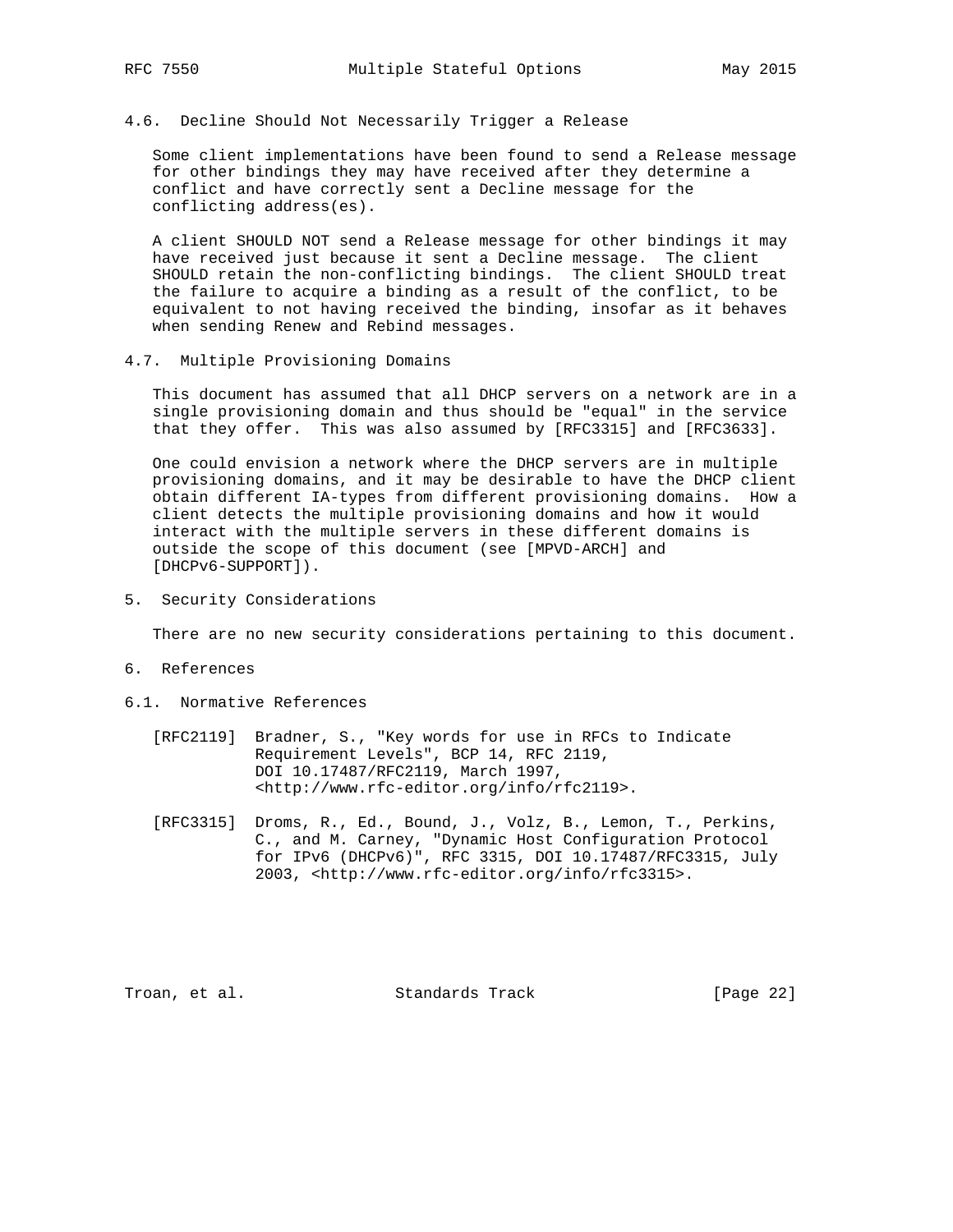### 4.6. Decline Should Not Necessarily Trigger a Release

Some client implementations have been found to send a Release message for other bindings they may have received after they determine a conflict and have correctly sent a Decline message for the conflicting address(es).

A client SHOULD NOT send a Release message for other bindings it may have received just because it sent a Decline message. The client SHOULD retain the non-conflicting bindings. The client SHOULD treat the failure to acquire a binding as a result of the conflict, to be equivalent to not having received the binding, insofar as it behaves when sending Renew and Rebind messages.

### 4.7. Multiple Provisioning Domains

This document has assumed that all DHCP servers on a network are in a single provisioning domain and thus should be "equal" in the service that they offer. This was also assumed by [RFC3315] and [RFC3633].

One could envision a network where the DHCP servers are in multiple provisioning domains, and it may be desirable to have the DHCP client obtain different IA-types from different provisioning domains. How a client detects the multiple provisioning domains and how it would interact with the multiple servers in these different domains is outside the scope of this document (see [MPVD-ARCH] and [DHCPv6-SUPPORT]).

## 5. Security Considerations

There are no new security considerations pertaining to this document.

## 6. References

### 6.1. Normative References

[RFC2119] Bradner, S., "Key words for use in RFCs to Indicate Requirement Levels", BCP 14, RFC 2119, DOI 10.17487/RFC2119, March 1997, <http://www.rfc-editor.org/info/rfc2119>.

[RFC3315] Droms, R., Ed., Bound, J., Volz, B., Lemon, T., Perkins, C., and M. Carney, "Dynamic Host Configuration Protocol for IPv6 (DHCPv6)", RFC 3315, DOI 10.17487/RFC3315, July 2003, <http://www.rfc-editor.org/info/rfc3315>.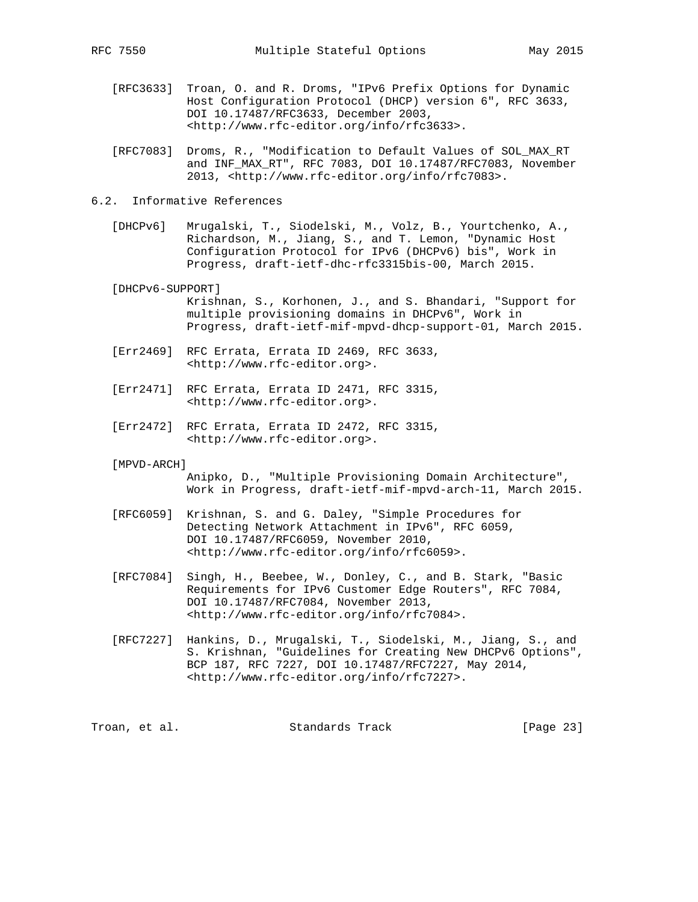[RFC3633] Troan, O. and R. Droms, "IPv6 Prefix Options for Dynamic Host Configuration Protocol (DHCP) version 6", RFC 3633, DOI 10.17487/RFC3633, December 2003, <http://www.rfc-editor.org/info/rfc3633>.

[RFC7083] Droms, R., "Modification to Default Values of SOL_MAX_RT and INF_MAX_RT", RFC 7083, DOI 10.17487/RFC7083, November 2013, <http://www.rfc-editor.org/info/rfc7083>.

### 6.2. Informative References

[DHCPv6] Mrugalski, T., Siodelski, M., Volz, B., Yourtchenko, A., Richardson, M., Jiang, S., and T. Lemon, "Dynamic Host Configuration Protocol for IPv6 (DHCPv6) bis", Work in Progress, draft-ietf-dhc-rfc3315bis-00, March 2015.

[DHCPv6-SUPPORT] Krishnan, S., Korhonen, J., and S. Bhandari, "Support for multiple provisioning domains in DHCPv6", Work in Progress, draft-ietf-mif-mpvd-dhcp-support-01, March 2015.

[Err2469] RFC Errata, Errata ID 2469, RFC 3633, <http://www.rfc-editor.org>.

[Err2471] RFC Errata, Errata ID 2471, RFC 3315, <http://www.rfc-editor.org>.

[Err2472] RFC Errata, Errata ID 2472, RFC 3315, <http://www.rfc-editor.org>.

[MPVD-ARCH] Anipko, D., "Multiple Provisioning Domain Architecture", Work in Progress, draft-ietf-mif-mpvd-arch-11, March 2015.

[RFC6059] Krishnan, S. and G. Daley, "Simple Procedures for Detecting Network Attachment in IPv6", RFC 6059, DOI 10.17487/RFC6059, November 2010, <http://www.rfc-editor.org/info/rfc6059>.

[RFC7084] Singh, H., Beebee, W., Donley, C., and B. Stark, "Basic Requirements for IPv6 Customer Edge Routers", RFC 7084, DOI 10.17487/RFC7084, November 2013, <http://www.rfc-editor.org/info/rfc7084>.

[RFC7227] Hankins, D., Mrugalski, T., Siodelski, M., Jiang, S., and S. Krishnan, "Guidelines for Creating New DHCPv6 Options", BCP 187, RFC 7227, DOI 10.17487/RFC7227, May 2014, <http://www.rfc-editor.org/info/rfc7227>.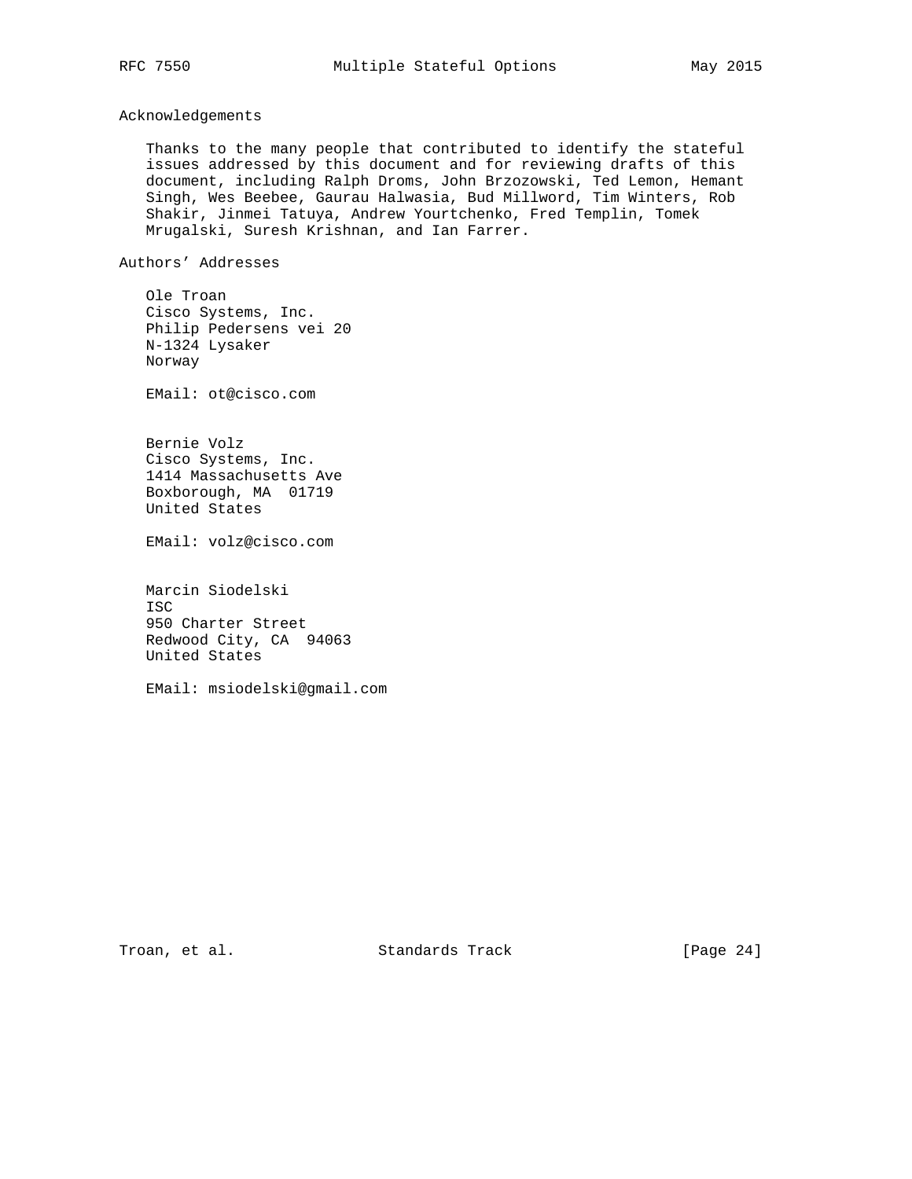## Acknowledgements

Thanks to the many people that contributed to identify the stateful issues addressed by this document and for reviewing drafts of this document, including Ralph Droms, John Brzozowski, Ted Lemon, Hemant Singh, Wes Beebee, Gaurau Halwasia, Bud Millword, Tim Winters, Rob Shakir, Jinmei Tatuya, Andrew Yourtchenko, Fred Templin, Tomek Mrugalski, Suresh Krishnan, and Ian Farrer.

## Authors' Addresses

Ole Troan
Cisco Systems, Inc.
Philip Pedersens vei 20
N-1324 Lysaker
Norway

EMail: ot@cisco.com

Bernie Volz
Cisco Systems, Inc.
1414 Massachusetts Ave
Boxborough, MA  01719
United States

EMail: volz@cisco.com

Marcin Siodelski
ISC
950 Charter Street
Redwood City, CA  94063
United States

EMail: msiodelski@gmail.com